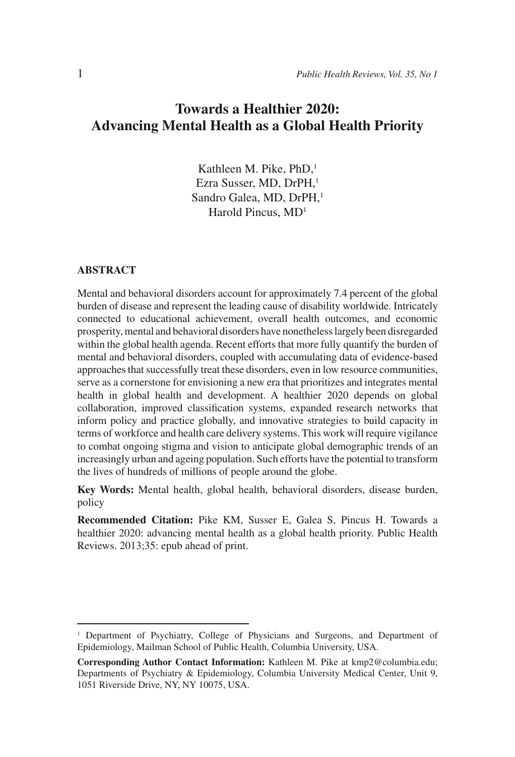# Towards a Healthier 2020: Advancing Mental Health as a Global Health Priority

Kathleen M. Pike, PhD,[1]
Ezra Susser, MD, DrPH,[1]
Sandro Galea, MD, DrPH,[1]
Harold Pincus, MD[1]

## ABSTRACT

Mental and behavioral disorders account for approximately 7.4 percent of the global burden of disease and represent the leading cause of disability worldwide. Intricately connected to educational achievement, overall health outcomes, and economic prosperity, mental and behavioral disorders have nonetheless largely been disregarded within the global health agenda. Recent efforts that more fully quantify the burden of mental and behavioral disorders, coupled with accumulating data of evidence-based approaches that successfully treat these disorders, even in low resource communities, serve as a cornerstone for envisioning a new era that prioritizes and integrates mental health in global health and development. A healthier 2020 depends on global collaboration, improved classification systems, expanded research networks that inform policy and practice globally, and innovative strategies to build capacity in terms of workforce and health care delivery systems. This work will require vigilance to combat ongoing stigma and vision to anticipate global demographic trends of an increasingly urban and ageing population. Such efforts have the potential to transform the lives of hundreds of millions of people around the globe.

**Key Words:** Mental health, global health, behavioral disorders, disease burden, policy

**Recommended Citation:** Pike KM, Susser E, Galea S, Pincus H. Towards a healthier 2020: advancing mental health as a global health priority. Public Health Reviews. 2013;35: epub ahead of print.

---

[1] Department of Psychiatry, College of Physicians and Surgeons, and Department of Epidemiology, Mailman School of Public Health, Columbia University, USA.

**Corresponding Author Contact Information:** Kathleen M. Pike at kmp2@columbia.edu; Departments of Psychiatry & Epidemiology, Columbia University Medical Center, Unit 9, 1051 Riverside Drive, NY, NY 10075, USA.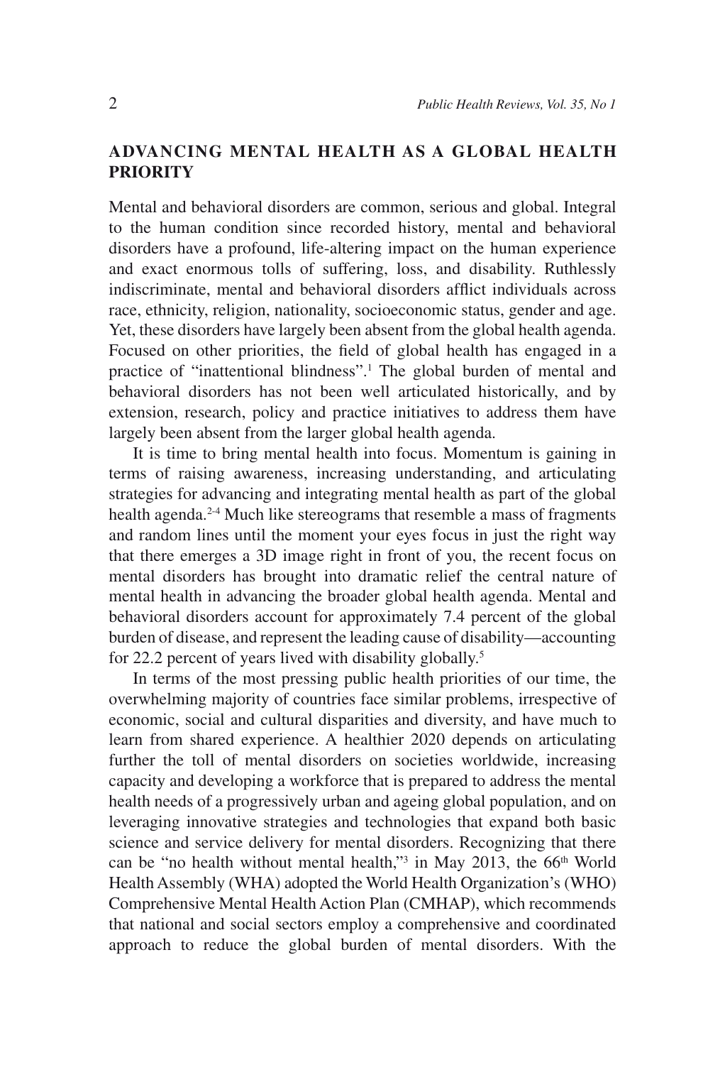## ADVANCING MENTAL HEALTH AS A GLOBAL HEALTH PRIORITY

Mental and behavioral disorders are common, serious and global. Integral to the human condition since recorded history, mental and behavioral disorders have a profound, life-altering impact on the human experience and exact enormous tolls of suffering, loss, and disability. Ruthlessly indiscriminate, mental and behavioral disorders afflict individuals across race, ethnicity, religion, nationality, socioeconomic status, gender and age. Yet, these disorders have largely been absent from the global health agenda. Focused on other priorities, the field of global health has engaged in a practice of "inattentional blindness".[1] The global burden of mental and behavioral disorders has not been well articulated historically, and by extension, research, policy and practice initiatives to address them have largely been absent from the larger global health agenda.

It is time to bring mental health into focus. Momentum is gaining in terms of raising awareness, increasing understanding, and articulating strategies for advancing and integrating mental health as part of the global health agenda.[2-4] Much like stereograms that resemble a mass of fragments and random lines until the moment your eyes focus in just the right way that there emerges a 3D image right in front of you, the recent focus on mental disorders has brought into dramatic relief the central nature of mental health in advancing the broader global health agenda. Mental and behavioral disorders account for approximately 7.4 percent of the global burden of disease, and represent the leading cause of disability—accounting for 22.2 percent of years lived with disability globally.[5]

In terms of the most pressing public health priorities of our time, the overwhelming majority of countries face similar problems, irrespective of economic, social and cultural disparities and diversity, and have much to learn from shared experience. A healthier 2020 depends on articulating further the toll of mental disorders on societies worldwide, increasing capacity and developing a workforce that is prepared to address the mental health needs of a progressively urban and ageing global population, and on leveraging innovative strategies and technologies that expand both basic science and service delivery for mental disorders. Recognizing that there can be "no health without mental health,"[3] in May 2013, the 66th World Health Assembly (WHA) adopted the World Health Organization's (WHO) Comprehensive Mental Health Action Plan (CMHAP), which recommends that national and social sectors employ a comprehensive and coordinated approach to reduce the global burden of mental disorders. With the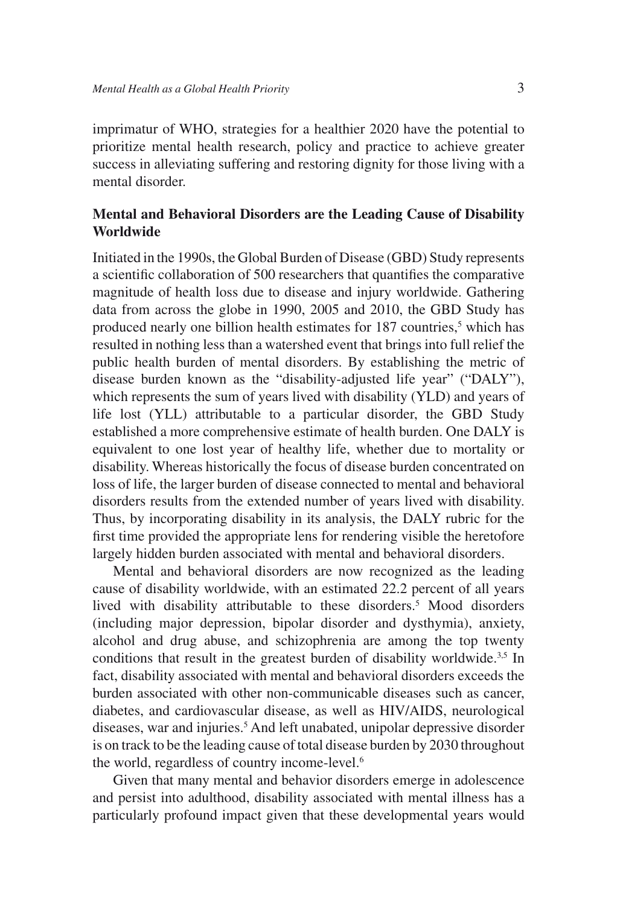imprimatur of WHO, strategies for a healthier 2020 have the potential to prioritize mental health research, policy and practice to achieve greater success in alleviating suffering and restoring dignity for those living with a mental disorder.

## Mental and Behavioral Disorders are the Leading Cause of Disability Worldwide

Initiated in the 1990s, the Global Burden of Disease (GBD) Study represents a scientific collaboration of 500 researchers that quantifies the comparative magnitude of health loss due to disease and injury worldwide. Gathering data from across the globe in 1990, 2005 and 2010, the GBD Study has produced nearly one billion health estimates for 187 countries,[5] which has resulted in nothing less than a watershed event that brings into full relief the public health burden of mental disorders. By establishing the metric of disease burden known as the "disability-adjusted life year" ("DALY"), which represents the sum of years lived with disability (YLD) and years of life lost (YLL) attributable to a particular disorder, the GBD Study established a more comprehensive estimate of health burden. One DALY is equivalent to one lost year of healthy life, whether due to mortality or disability. Whereas historically the focus of disease burden concentrated on loss of life, the larger burden of disease connected to mental and behavioral disorders results from the extended number of years lived with disability. Thus, by incorporating disability in its analysis, the DALY rubric for the first time provided the appropriate lens for rendering visible the heretofore largely hidden burden associated with mental and behavioral disorders.

Mental and behavioral disorders are now recognized as the leading cause of disability worldwide, with an estimated 22.2 percent of all years lived with disability attributable to these disorders.[5] Mood disorders (including major depression, bipolar disorder and dysthymia), anxiety, alcohol and drug abuse, and schizophrenia are among the top twenty conditions that result in the greatest burden of disability worldwide.[3,5] In fact, disability associated with mental and behavioral disorders exceeds the burden associated with other non-communicable diseases such as cancer, diabetes, and cardiovascular disease, as well as HIV/AIDS, neurological diseases, war and injuries.[5] And left unabated, unipolar depressive disorder is on track to be the leading cause of total disease burden by 2030 throughout the world, regardless of country income-level.[6]

Given that many mental and behavior disorders emerge in adolescence and persist into adulthood, disability associated with mental illness has a particularly profound impact given that these developmental years would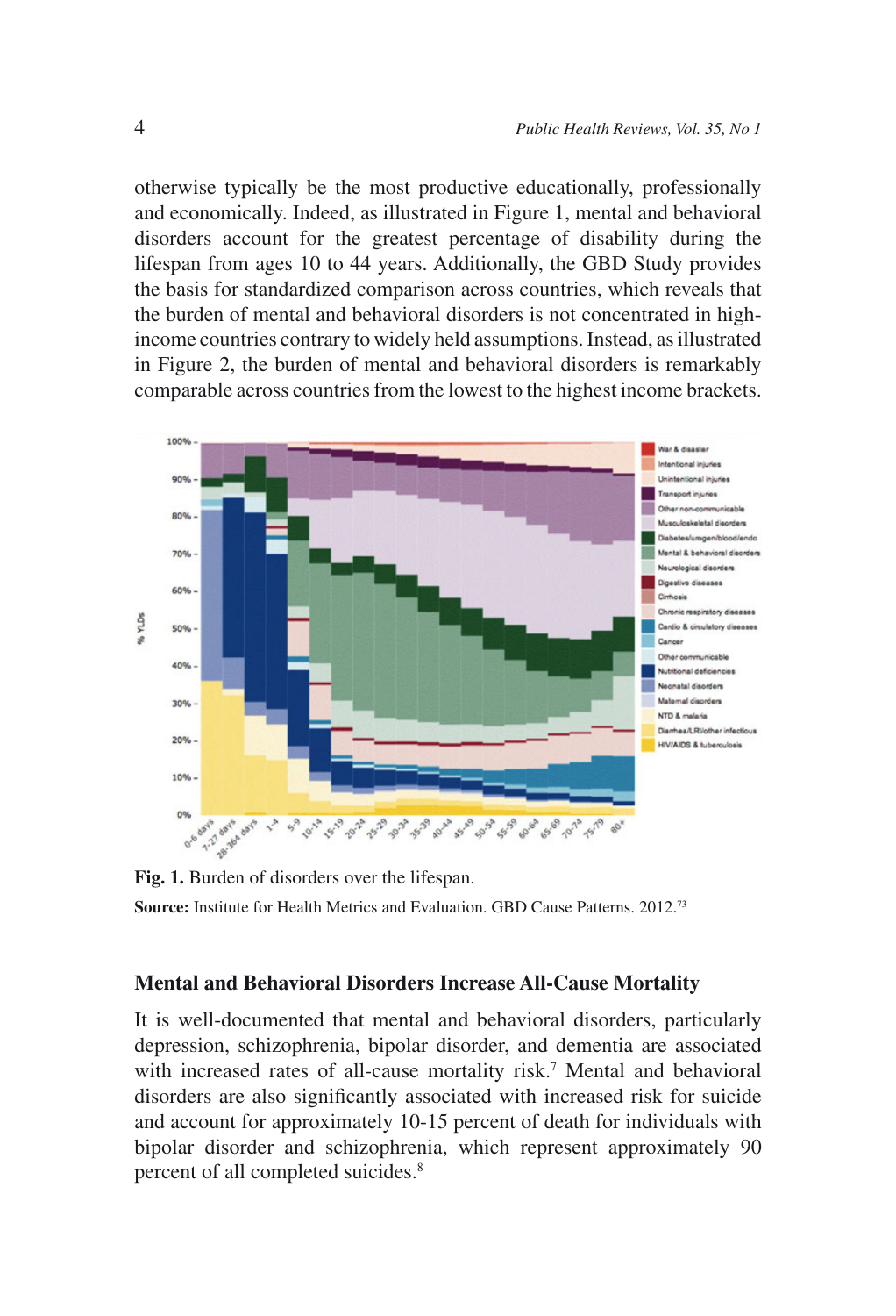otherwise typically be the most productive educationally, professionally and economically. Indeed, as illustrated in Figure 1, mental and behavioral disorders account for the greatest percentage of disability during the lifespan from ages 10 to 44 years. Additionally, the GBD Study provides the basis for standardized comparison across countries, which reveals that the burden of mental and behavioral disorders is not concentrated in high-income countries contrary to widely held assumptions. Instead, as illustrated in Figure 2, the burden of mental and behavioral disorders is remarkably comparable across countries from the lowest to the highest income brackets.

**Fig. 1.** Burden of disorders over the lifespan.

**Source:** Institute for Health Metrics and Evaluation. GBD Cause Patterns. 2012.[73]

### Mental and Behavioral Disorders Increase All-Cause Mortality

It is well-documented that mental and behavioral disorders, particularly depression, schizophrenia, bipolar disorder, and dementia are associated with increased rates of all-cause mortality risk.[7] Mental and behavioral disorders are also significantly associated with increased risk for suicide and account for approximately 10-15 percent of death for individuals with bipolar disorder and schizophrenia, which represent approximately 90 percent of all completed suicides.[8]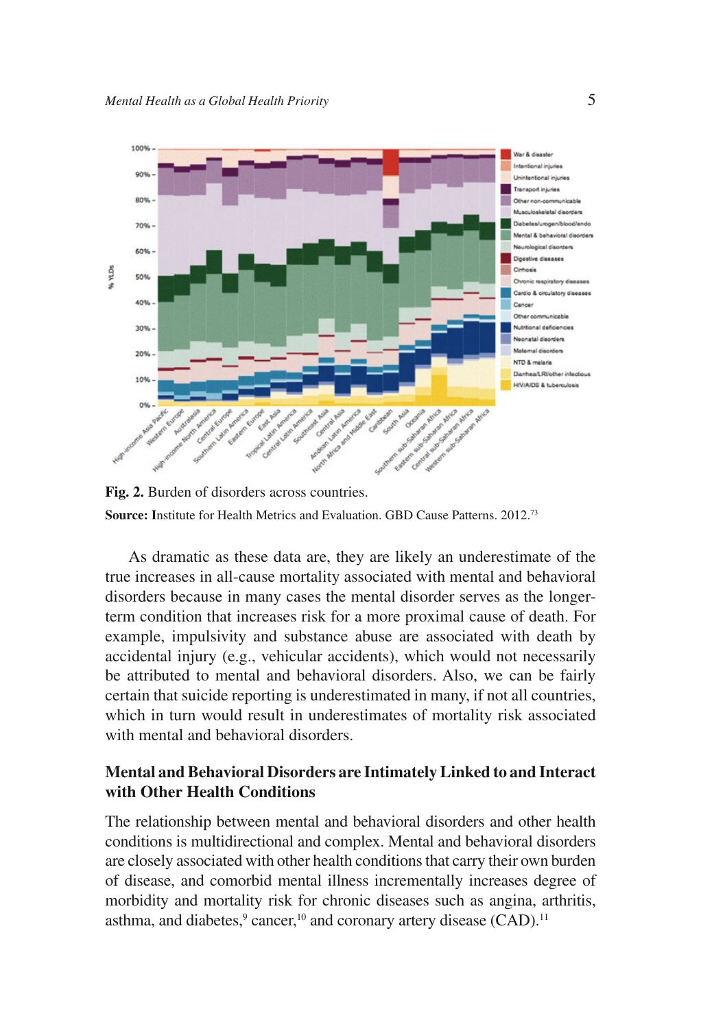Fig. 2. Burden of disorders across countries.

**Source:** Institute for Health Metrics and Evaluation. GBD Cause Patterns. 2012.[73]

As dramatic as these data are, they are likely an underestimate of the true increases in all-cause mortality associated with mental and behavioral disorders because in many cases the mental disorder serves as the longer-term condition that increases risk for a more proximal cause of death. For example, impulsivity and substance abuse are associated with death by accidental injury (e.g., vehicular accidents), which would not necessarily be attributed to mental and behavioral disorders. Also, we can be fairly certain that suicide reporting is underestimated in many, if not all countries, which in turn would result in underestimates of mortality risk associated with mental and behavioral disorders.

## Mental and Behavioral Disorders are Intimately Linked to and Interact with Other Health Conditions

The relationship between mental and behavioral disorders and other health conditions is multidirectional and complex. Mental and behavioral disorders are closely associated with other health conditions that carry their own burden of disease, and comorbid mental illness incrementally increases degree of morbidity and mortality risk for chronic diseases such as angina, arthritis, asthma, and diabetes,[9] cancer,[10] and coronary artery disease (CAD).[11]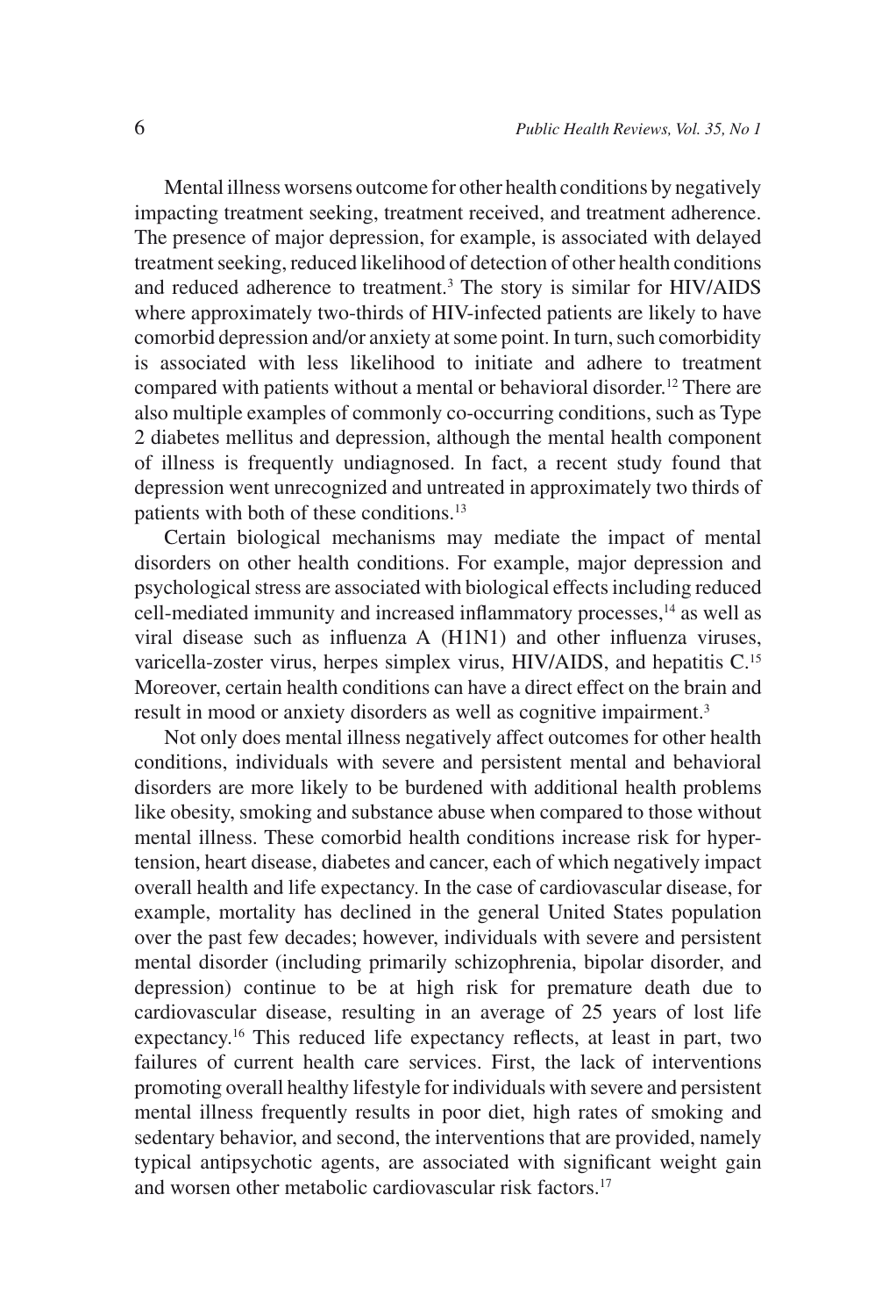Mental illness worsens outcome for other health conditions by negatively impacting treatment seeking, treatment received, and treatment adherence. The presence of major depression, for example, is associated with delayed treatment seeking, reduced likelihood of detection of other health conditions and reduced adherence to treatment.[3] The story is similar for HIV/AIDS where approximately two-thirds of HIV-infected patients are likely to have comorbid depression and/or anxiety at some point. In turn, such comorbidity is associated with less likelihood to initiate and adhere to treatment compared with patients without a mental or behavioral disorder.[12] There are also multiple examples of commonly co-occurring conditions, such as Type 2 diabetes mellitus and depression, although the mental health component of illness is frequently undiagnosed. In fact, a recent study found that depression went unrecognized and untreated in approximately two thirds of patients with both of these conditions.[13]

Certain biological mechanisms may mediate the impact of mental disorders on other health conditions. For example, major depression and psychological stress are associated with biological effects including reduced cell-mediated immunity and increased inflammatory processes,[14] as well as viral disease such as influenza A (H1N1) and other influenza viruses, varicella-zoster virus, herpes simplex virus, HIV/AIDS, and hepatitis C.[15] Moreover, certain health conditions can have a direct effect on the brain and result in mood or anxiety disorders as well as cognitive impairment.[3]

Not only does mental illness negatively affect outcomes for other health conditions, individuals with severe and persistent mental and behavioral disorders are more likely to be burdened with additional health problems like obesity, smoking and substance abuse when compared to those without mental illness. These comorbid health conditions increase risk for hypertension, heart disease, diabetes and cancer, each of which negatively impact overall health and life expectancy. In the case of cardiovascular disease, for example, mortality has declined in the general United States population over the past few decades; however, individuals with severe and persistent mental disorder (including primarily schizophrenia, bipolar disorder, and depression) continue to be at high risk for premature death due to cardiovascular disease, resulting in an average of 25 years of lost life expectancy.[16] This reduced life expectancy reflects, at least in part, two failures of current health care services. First, the lack of interventions promoting overall healthy lifestyle for individuals with severe and persistent mental illness frequently results in poor diet, high rates of smoking and sedentary behavior, and second, the interventions that are provided, namely typical antipsychotic agents, are associated with significant weight gain and worsen other metabolic cardiovascular risk factors.[17]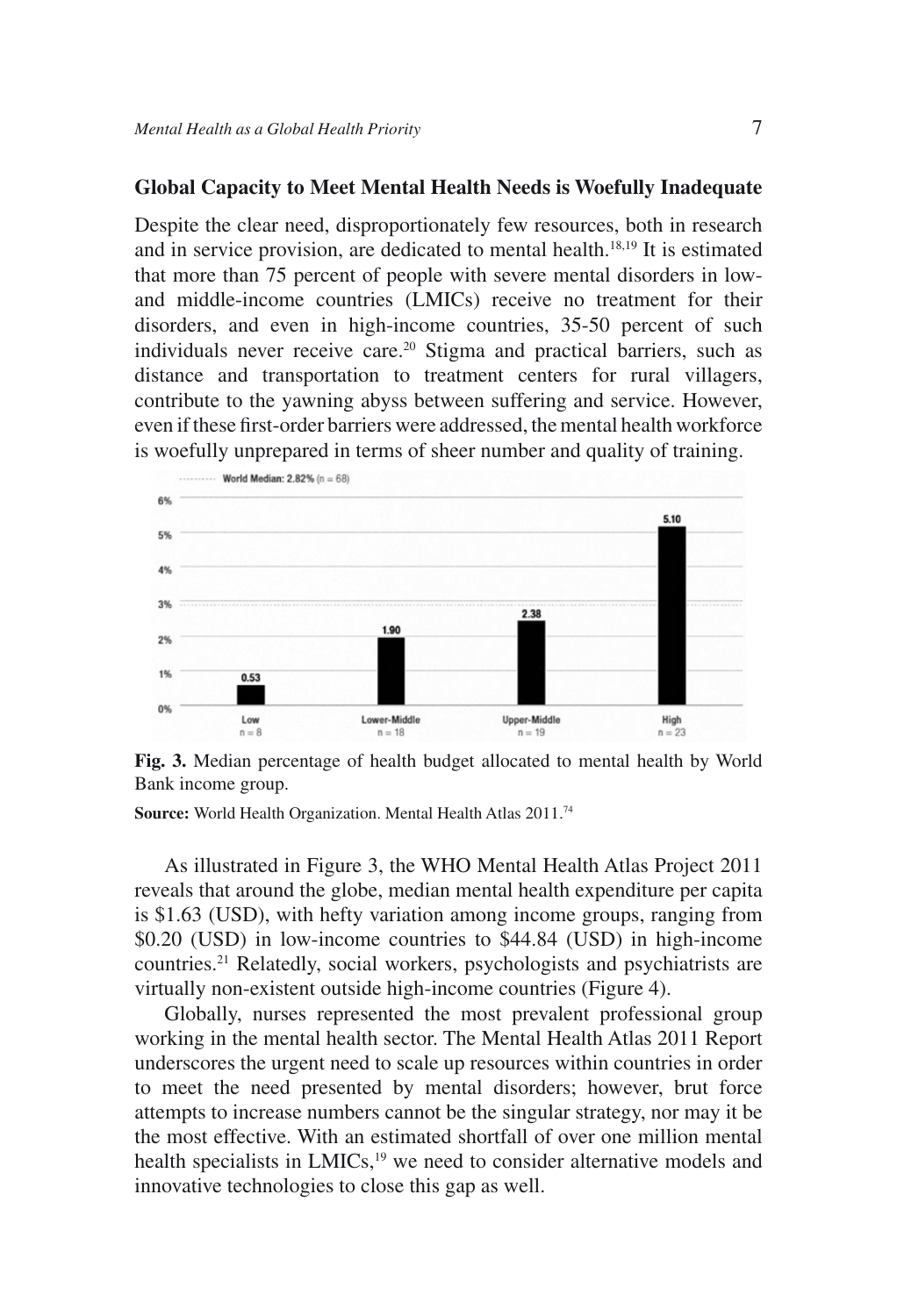### Global Capacity to Meet Mental Health Needs is Woefully Inadequate

Despite the clear need, disproportionately few resources, both in research and in service provision, are dedicated to mental health.[18,19] It is estimated that more than 75 percent of people with severe mental disorders in low- and middle-income countries (LMICs) receive no treatment for their disorders, and even in high-income countries, 35-50 percent of such individuals never receive care.[20] Stigma and practical barriers, such as distance and transportation to treatment centers for rural villagers, contribute to the yawning abyss between suffering and service. However, even if these first-order barriers were addressed, the mental health workforce is woefully unprepared in terms of sheer number and quality of training.

**Fig. 3.** Median percentage of health budget allocated to mental health by World Bank income group.

**Source:** World Health Organization. Mental Health Atlas 2011.[74]

As illustrated in Figure 3, the WHO Mental Health Atlas Project 2011 reveals that around the globe, median mental health expenditure per capita is $1.63 (USD), with hefty variation among income groups, ranging from $0.20 (USD) in low-income countries to $44.84 (USD) in high-income countries.[21] Relatedly, social workers, psychologists and psychiatrists are virtually non-existent outside high-income countries (Figure 4).

Globally, nurses represented the most prevalent professional group working in the mental health sector. The Mental Health Atlas 2011 Report underscores the urgent need to scale up resources within countries in order to meet the need presented by mental disorders; however, brut force attempts to increase numbers cannot be the singular strategy, nor may it be the most effective. With an estimated shortfall of over one million mental health specialists in LMICs,[19] we need to consider alternative models and innovative technologies to close this gap as well.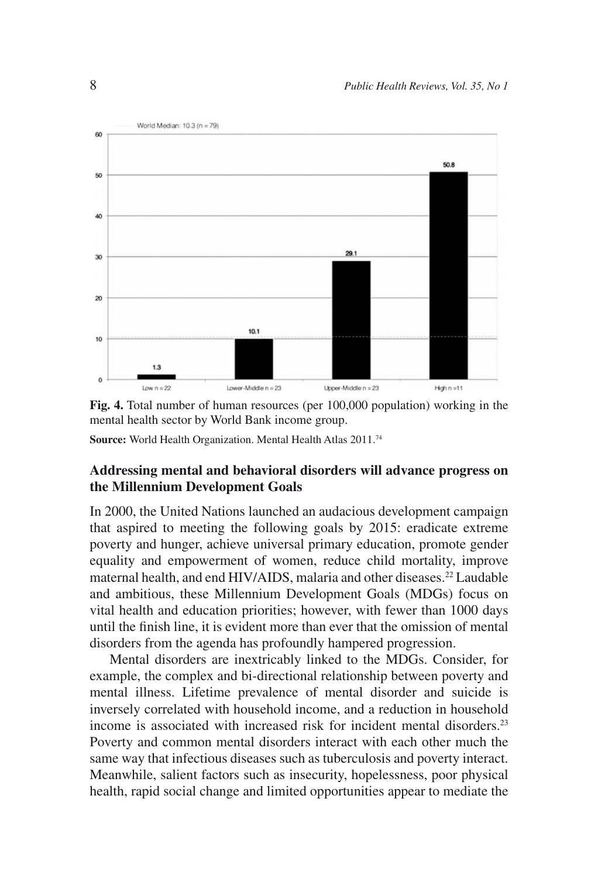**Fig. 4.** Total number of human resources (per 100,000 population) working in the mental health sector by World Bank income group.

**Source:** World Health Organization. Mental Health Atlas 2011.[74]

## Addressing mental and behavioral disorders will advance progress on the Millennium Development Goals

In 2000, the United Nations launched an audacious development campaign that aspired to meeting the following goals by 2015: eradicate extreme poverty and hunger, achieve universal primary education, promote gender equality and empowerment of women, reduce child mortality, improve maternal health, and end HIV/AIDS, malaria and other diseases.[22] Laudable and ambitious, these Millennium Development Goals (MDGs) focus on vital health and education priorities; however, with fewer than 1000 days until the finish line, it is evident more than ever that the omission of mental disorders from the agenda has profoundly hampered progression.

Mental disorders are inextricably linked to the MDGs. Consider, for example, the complex and bi-directional relationship between poverty and mental illness. Lifetime prevalence of mental disorder and suicide is inversely correlated with household income, and a reduction in household income is associated with increased risk for incident mental disorders.[23] Poverty and common mental disorders interact with each other much the same way that infectious diseases such as tuberculosis and poverty interact. Meanwhile, salient factors such as insecurity, hopelessness, poor physical health, rapid social change and limited opportunities appear to mediate the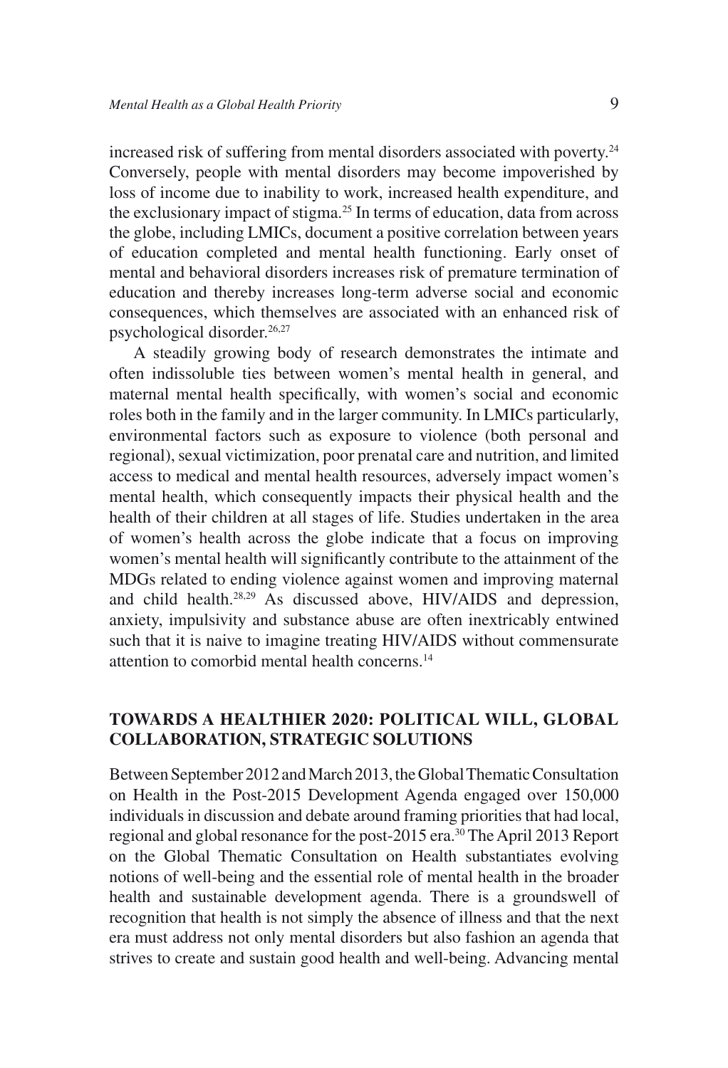increased risk of suffering from mental disorders associated with poverty.[24] Conversely, people with mental disorders may become impoverished by loss of income due to inability to work, increased health expenditure, and the exclusionary impact of stigma.[25] In terms of education, data from across the globe, including LMICs, document a positive correlation between years of education completed and mental health functioning. Early onset of mental and behavioral disorders increases risk of premature termination of education and thereby increases long-term adverse social and economic consequences, which themselves are associated with an enhanced risk of psychological disorder.[26,27]

A steadily growing body of research demonstrates the intimate and often indissoluble ties between women's mental health in general, and maternal mental health specifically, with women's social and economic roles both in the family and in the larger community. In LMICs particularly, environmental factors such as exposure to violence (both personal and regional), sexual victimization, poor prenatal care and nutrition, and limited access to medical and mental health resources, adversely impact women's mental health, which consequently impacts their physical health and the health of their children at all stages of life. Studies undertaken in the area of women's health across the globe indicate that a focus on improving women's mental health will significantly contribute to the attainment of the MDGs related to ending violence against women and improving maternal and child health.[28,29] As discussed above, HIV/AIDS and depression, anxiety, impulsivity and substance abuse are often inextricably entwined such that it is naive to imagine treating HIV/AIDS without commensurate attention to comorbid mental health concerns.[14]

## TOWARDS A HEALTHIER 2020: POLITICAL WILL, GLOBAL COLLABORATION, STRATEGIC SOLUTIONS

Between September 2012 and March 2013, the Global Thematic Consultation on Health in the Post-2015 Development Agenda engaged over 150,000 individuals in discussion and debate around framing priorities that had local, regional and global resonance for the post-2015 era.[30] The April 2013 Report on the Global Thematic Consultation on Health substantiates evolving notions of well-being and the essential role of mental health in the broader health and sustainable development agenda. There is a groundswell of recognition that health is not simply the absence of illness and that the next era must address not only mental disorders but also fashion an agenda that strives to create and sustain good health and well-being. Advancing mental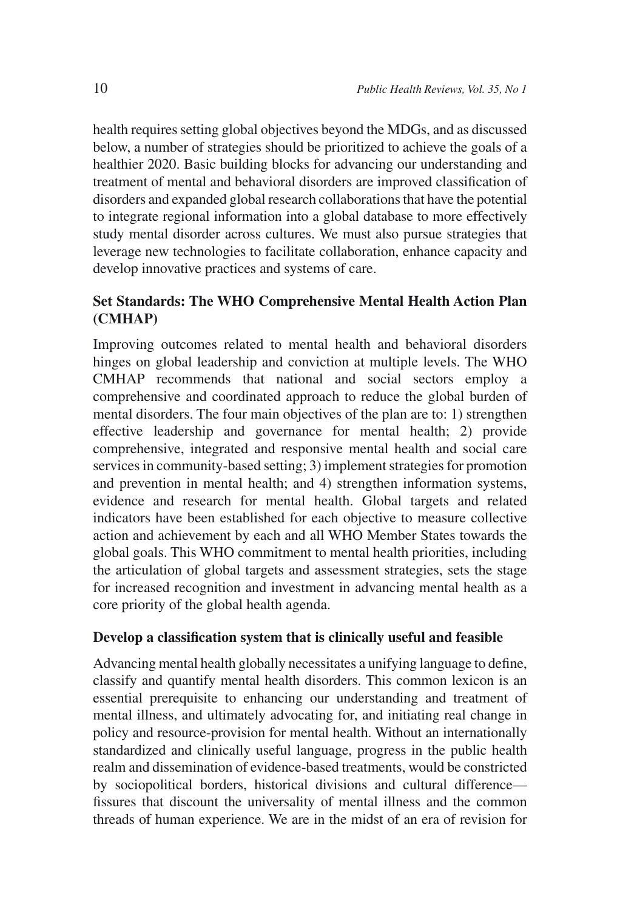health requires setting global objectives beyond the MDGs, and as discussed below, a number of strategies should be prioritized to achieve the goals of a healthier 2020. Basic building blocks for advancing our understanding and treatment of mental and behavioral disorders are improved classification of disorders and expanded global research collaborations that have the potential to integrate regional information into a global database to more effectively study mental disorder across cultures. We must also pursue strategies that leverage new technologies to facilitate collaboration, enhance capacity and develop innovative practices and systems of care.

### Set Standards: The WHO Comprehensive Mental Health Action Plan (CMHAP)

Improving outcomes related to mental health and behavioral disorders hinges on global leadership and conviction at multiple levels. The WHO CMHAP recommends that national and social sectors employ a comprehensive and coordinated approach to reduce the global burden of mental disorders. The four main objectives of the plan are to: 1) strengthen effective leadership and governance for mental health; 2) provide comprehensive, integrated and responsive mental health and social care services in community-based setting; 3) implement strategies for promotion and prevention in mental health; and 4) strengthen information systems, evidence and research for mental health. Global targets and related indicators have been established for each objective to measure collective action and achievement by each and all WHO Member States towards the global goals. This WHO commitment to mental health priorities, including the articulation of global targets and assessment strategies, sets the stage for increased recognition and investment in advancing mental health as a core priority of the global health agenda.

### Develop a classification system that is clinically useful and feasible

Advancing mental health globally necessitates a unifying language to define, classify and quantify mental health disorders. This common lexicon is an essential prerequisite to enhancing our understanding and treatment of mental illness, and ultimately advocating for, and initiating real change in policy and resource-provision for mental health. Without an internationally standardized and clinically useful language, progress in the public health realm and dissemination of evidence-based treatments, would be constricted by sociopolitical borders, historical divisions and cultural difference—fissures that discount the universality of mental illness and the common threads of human experience. We are in the midst of an era of revision for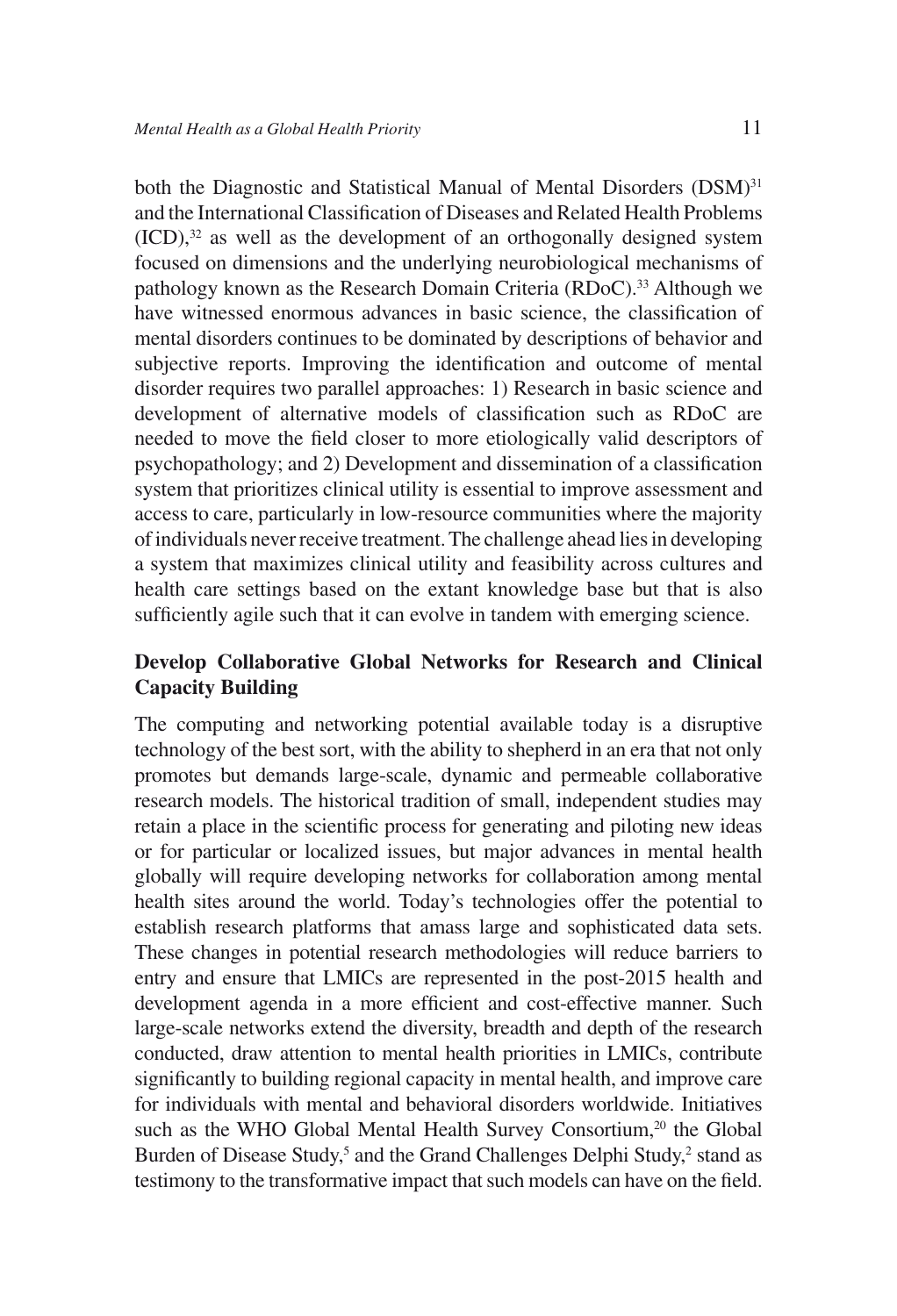both the Diagnostic and Statistical Manual of Mental Disorders (DSM)[31] and the International Classification of Diseases and Related Health Problems (ICD),[32] as well as the development of an orthogonally designed system focused on dimensions and the underlying neurobiological mechanisms of pathology known as the Research Domain Criteria (RDoC).[33] Although we have witnessed enormous advances in basic science, the classification of mental disorders continues to be dominated by descriptions of behavior and subjective reports. Improving the identification and outcome of mental disorder requires two parallel approaches: 1) Research in basic science and development of alternative models of classification such as RDoC are needed to move the field closer to more etiologically valid descriptors of psychopathology; and 2) Development and dissemination of a classification system that prioritizes clinical utility is essential to improve assessment and access to care, particularly in low-resource communities where the majority of individuals never receive treatment. The challenge ahead lies in developing a system that maximizes clinical utility and feasibility across cultures and health care settings based on the extant knowledge base but that is also sufficiently agile such that it can evolve in tandem with emerging science.

## Develop Collaborative Global Networks for Research and Clinical Capacity Building

The computing and networking potential available today is a disruptive technology of the best sort, with the ability to shepherd in an era that not only promotes but demands large-scale, dynamic and permeable collaborative research models. The historical tradition of small, independent studies may retain a place in the scientific process for generating and piloting new ideas or for particular or localized issues, but major advances in mental health globally will require developing networks for collaboration among mental health sites around the world. Today's technologies offer the potential to establish research platforms that amass large and sophisticated data sets. These changes in potential research methodologies will reduce barriers to entry and ensure that LMICs are represented in the post-2015 health and development agenda in a more efficient and cost-effective manner. Such large-scale networks extend the diversity, breadth and depth of the research conducted, draw attention to mental health priorities in LMICs, contribute significantly to building regional capacity in mental health, and improve care for individuals with mental and behavioral disorders worldwide. Initiatives such as the WHO Global Mental Health Survey Consortium,[20] the Global Burden of Disease Study,[5] and the Grand Challenges Delphi Study,[2] stand as testimony to the transformative impact that such models can have on the field.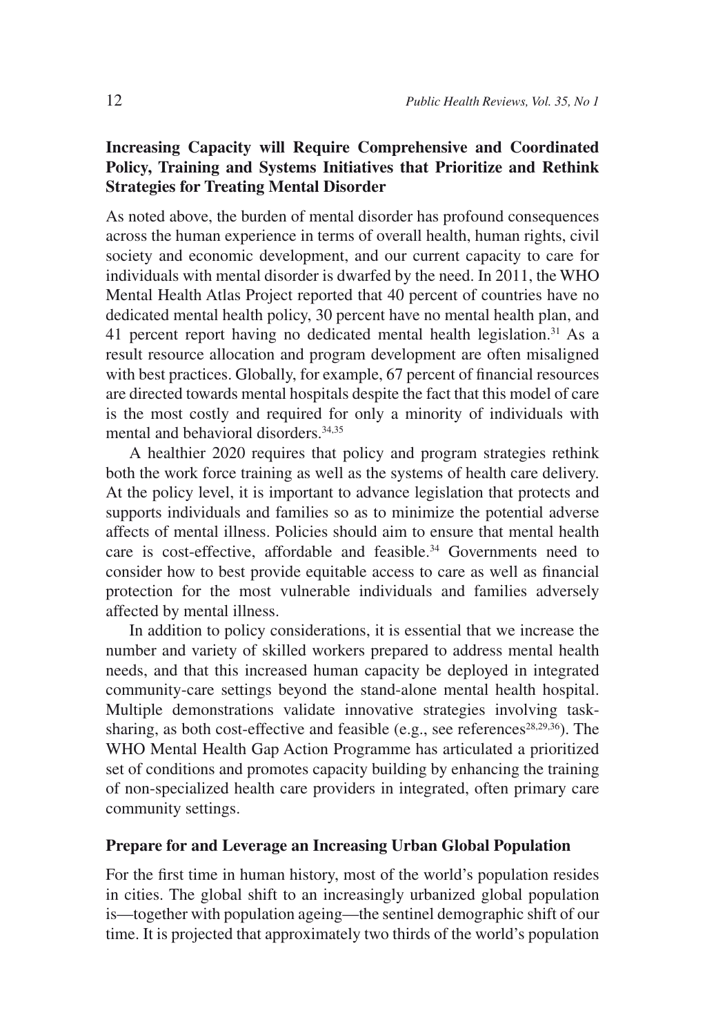### Increasing Capacity will Require Comprehensive and Coordinated Policy, Training and Systems Initiatives that Prioritize and Rethink Strategies for Treating Mental Disorder

As noted above, the burden of mental disorder has profound consequences across the human experience in terms of overall health, human rights, civil society and economic development, and our current capacity to care for individuals with mental disorder is dwarfed by the need. In 2011, the WHO Mental Health Atlas Project reported that 40 percent of countries have no dedicated mental health policy, 30 percent have no mental health plan, and 41 percent report having no dedicated mental health legislation.[31] As a result resource allocation and program development are often misaligned with best practices. Globally, for example, 67 percent of financial resources are directed towards mental hospitals despite the fact that this model of care is the most costly and required for only a minority of individuals with mental and behavioral disorders.[34,35]

A healthier 2020 requires that policy and program strategies rethink both the work force training as well as the systems of health care delivery. At the policy level, it is important to advance legislation that protects and supports individuals and families so as to minimize the potential adverse affects of mental illness. Policies should aim to ensure that mental health care is cost-effective, affordable and feasible.[34] Governments need to consider how to best provide equitable access to care as well as financial protection for the most vulnerable individuals and families adversely affected by mental illness.

In addition to policy considerations, it is essential that we increase the number and variety of skilled workers prepared to address mental health needs, and that this increased human capacity be deployed in integrated community-care settings beyond the stand-alone mental health hospital. Multiple demonstrations validate innovative strategies involving task-sharing, as both cost-effective and feasible (e.g., see references[28,29,36]). The WHO Mental Health Gap Action Programme has articulated a prioritized set of conditions and promotes capacity building by enhancing the training of non-specialized health care providers in integrated, often primary care community settings.

### Prepare for and Leverage an Increasing Urban Global Population

For the first time in human history, most of the world's population resides in cities. The global shift to an increasingly urbanized global population is—together with population ageing—the sentinel demographic shift of our time. It is projected that approximately two thirds of the world's population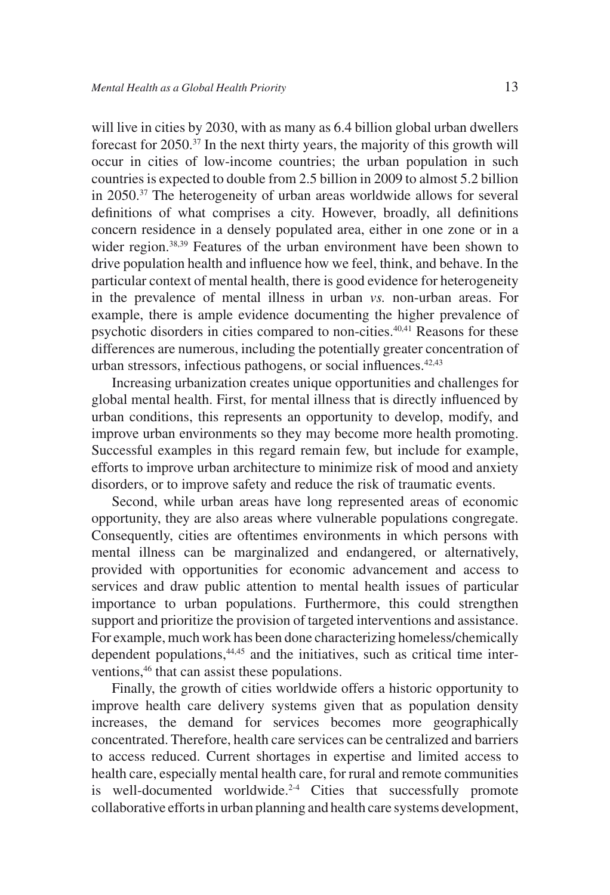will live in cities by 2030, with as many as 6.4 billion global urban dwellers forecast for 2050.[37] In the next thirty years, the majority of this growth will occur in cities of low-income countries; the urban population in such countries is expected to double from 2.5 billion in 2009 to almost 5.2 billion in 2050.[37] The heterogeneity of urban areas worldwide allows for several definitions of what comprises a city. However, broadly, all definitions concern residence in a densely populated area, either in one zone or in a wider region.[38,39] Features of the urban environment have been shown to drive population health and influence how we feel, think, and behave. In the particular context of mental health, there is good evidence for heterogeneity in the prevalence of mental illness in urban *vs.* non-urban areas. For example, there is ample evidence documenting the higher prevalence of psychotic disorders in cities compared to non-cities.[40,41] Reasons for these differences are numerous, including the potentially greater concentration of urban stressors, infectious pathogens, or social influences.[42,43]

Increasing urbanization creates unique opportunities and challenges for global mental health. First, for mental illness that is directly influenced by urban conditions, this represents an opportunity to develop, modify, and improve urban environments so they may become more health promoting. Successful examples in this regard remain few, but include for example, efforts to improve urban architecture to minimize risk of mood and anxiety disorders, or to improve safety and reduce the risk of traumatic events.

Second, while urban areas have long represented areas of economic opportunity, they are also areas where vulnerable populations congregate. Consequently, cities are oftentimes environments in which persons with mental illness can be marginalized and endangered, or alternatively, provided with opportunities for economic advancement and access to services and draw public attention to mental health issues of particular importance to urban populations. Furthermore, this could strengthen support and prioritize the provision of targeted interventions and assistance. For example, much work has been done characterizing homeless/chemically dependent populations,[44,45] and the initiatives, such as critical time interventions,[46] that can assist these populations.

Finally, the growth of cities worldwide offers a historic opportunity to improve health care delivery systems given that as population density increases, the demand for services becomes more geographically concentrated. Therefore, health care services can be centralized and barriers to access reduced. Current shortages in expertise and limited access to health care, especially mental health care, for rural and remote communities is well-documented worldwide.[2-4] Cities that successfully promote collaborative efforts in urban planning and health care systems development,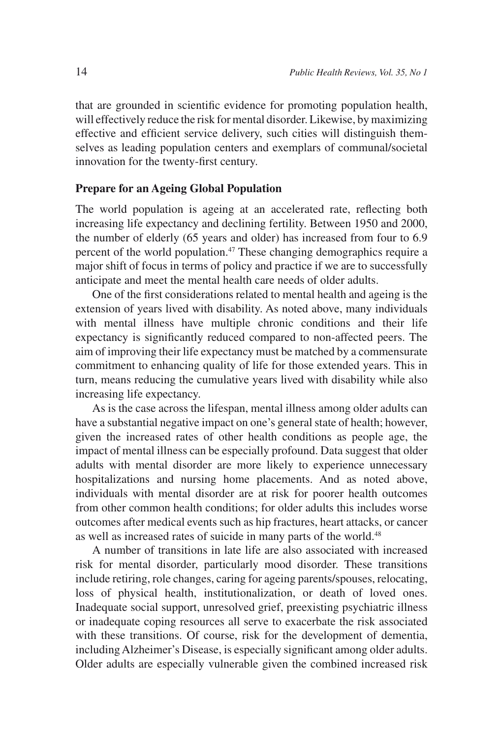that are grounded in scientific evidence for promoting population health, will effectively reduce the risk for mental disorder. Likewise, by maximizing effective and efficient service delivery, such cities will distinguish themselves as leading population centers and exemplars of communal/societal innovation for the twenty-first century.

### Prepare for an Ageing Global Population

The world population is ageing at an accelerated rate, reflecting both increasing life expectancy and declining fertility. Between 1950 and 2000, the number of elderly (65 years and older) has increased from four to 6.9 percent of the world population.[47] These changing demographics require a major shift of focus in terms of policy and practice if we are to successfully anticipate and meet the mental health care needs of older adults.

One of the first considerations related to mental health and ageing is the extension of years lived with disability. As noted above, many individuals with mental illness have multiple chronic conditions and their life expectancy is significantly reduced compared to non-affected peers. The aim of improving their life expectancy must be matched by a commensurate commitment to enhancing quality of life for those extended years. This in turn, means reducing the cumulative years lived with disability while also increasing life expectancy.

As is the case across the lifespan, mental illness among older adults can have a substantial negative impact on one's general state of health; however, given the increased rates of other health conditions as people age, the impact of mental illness can be especially profound. Data suggest that older adults with mental disorder are more likely to experience unnecessary hospitalizations and nursing home placements. And as noted above, individuals with mental disorder are at risk for poorer health outcomes from other common health conditions; for older adults this includes worse outcomes after medical events such as hip fractures, heart attacks, or cancer as well as increased rates of suicide in many parts of the world.[48]

A number of transitions in late life are also associated with increased risk for mental disorder, particularly mood disorder. These transitions include retiring, role changes, caring for ageing parents/spouses, relocating, loss of physical health, institutionalization, or death of loved ones. Inadequate social support, unresolved grief, preexisting psychiatric illness or inadequate coping resources all serve to exacerbate the risk associated with these transitions. Of course, risk for the development of dementia, including Alzheimer's Disease, is especially significant among older adults. Older adults are especially vulnerable given the combined increased risk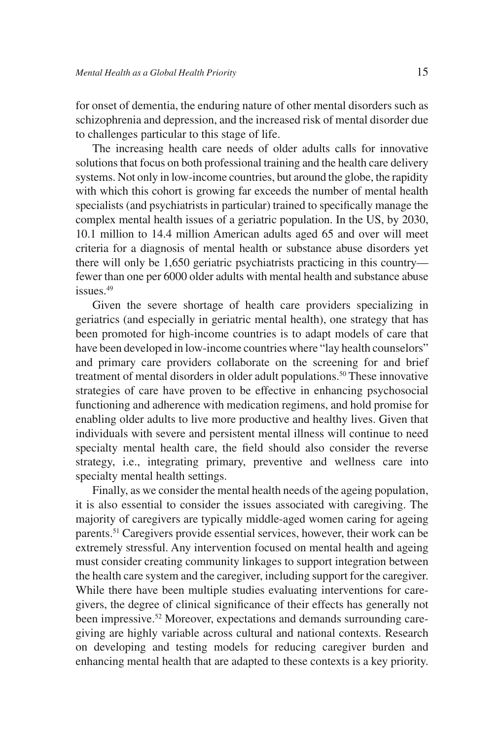for onset of dementia, the enduring nature of other mental disorders such as schizophrenia and depression, and the increased risk of mental disorder due to challenges particular to this stage of life.

The increasing health care needs of older adults calls for innovative solutions that focus on both professional training and the health care delivery systems. Not only in low-income countries, but around the globe, the rapidity with which this cohort is growing far exceeds the number of mental health specialists (and psychiatrists in particular) trained to specifically manage the complex mental health issues of a geriatric population. In the US, by 2030, 10.1 million to 14.4 million American adults aged 65 and over will meet criteria for a diagnosis of mental health or substance abuse disorders yet there will only be 1,650 geriatric psychiatrists practicing in this country—fewer than one per 6000 older adults with mental health and substance abuse issues.[49]

Given the severe shortage of health care providers specializing in geriatrics (and especially in geriatric mental health), one strategy that has been promoted for high-income countries is to adapt models of care that have been developed in low-income countries where "lay health counselors" and primary care providers collaborate on the screening for and brief treatment of mental disorders in older adult populations.[50] These innovative strategies of care have proven to be effective in enhancing psychosocial functioning and adherence with medication regimens, and hold promise for enabling older adults to live more productive and healthy lives. Given that individuals with severe and persistent mental illness will continue to need specialty mental health care, the field should also consider the reverse strategy, i.e., integrating primary, preventive and wellness care into specialty mental health settings.

Finally, as we consider the mental health needs of the ageing population, it is also essential to consider the issues associated with caregiving. The majority of caregivers are typically middle-aged women caring for ageing parents.[51] Caregivers provide essential services, however, their work can be extremely stressful. Any intervention focused on mental health and ageing must consider creating community linkages to support integration between the health care system and the caregiver, including support for the caregiver. While there have been multiple studies evaluating interventions for caregivers, the degree of clinical significance of their effects has generally not been impressive.[52] Moreover, expectations and demands surrounding caregiving are highly variable across cultural and national contexts. Research on developing and testing models for reducing caregiver burden and enhancing mental health that are adapted to these contexts is a key priority.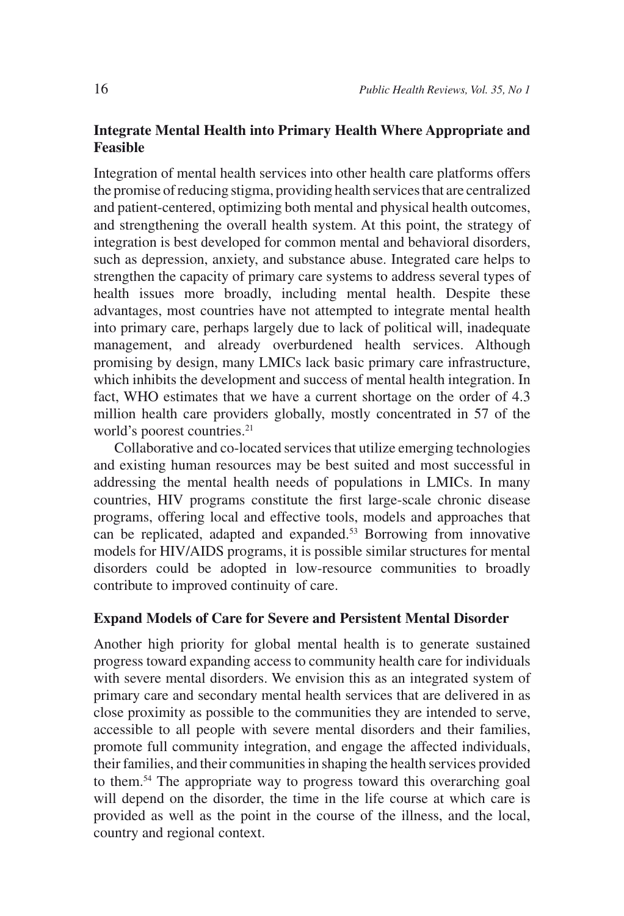### Integrate Mental Health into Primary Health Where Appropriate and Feasible

Integration of mental health services into other health care platforms offers the promise of reducing stigma, providing health services that are centralized and patient-centered, optimizing both mental and physical health outcomes, and strengthening the overall health system. At this point, the strategy of integration is best developed for common mental and behavioral disorders, such as depression, anxiety, and substance abuse. Integrated care helps to strengthen the capacity of primary care systems to address several types of health issues more broadly, including mental health. Despite these advantages, most countries have not attempted to integrate mental health into primary care, perhaps largely due to lack of political will, inadequate management, and already overburdened health services. Although promising by design, many LMICs lack basic primary care infrastructure, which inhibits the development and success of mental health integration. In fact, WHO estimates that we have a current shortage on the order of 4.3 million health care providers globally, mostly concentrated in 57 of the world's poorest countries.[21]

Collaborative and co-located services that utilize emerging technologies and existing human resources may be best suited and most successful in addressing the mental health needs of populations in LMICs. In many countries, HIV programs constitute the first large-scale chronic disease programs, offering local and effective tools, models and approaches that can be replicated, adapted and expanded.[53] Borrowing from innovative models for HIV/AIDS programs, it is possible similar structures for mental disorders could be adopted in low-resource communities to broadly contribute to improved continuity of care.

### Expand Models of Care for Severe and Persistent Mental Disorder

Another high priority for global mental health is to generate sustained progress toward expanding access to community health care for individuals with severe mental disorders. We envision this as an integrated system of primary care and secondary mental health services that are delivered in as close proximity as possible to the communities they are intended to serve, accessible to all people with severe mental disorders and their families, promote full community integration, and engage the affected individuals, their families, and their communities in shaping the health services provided to them.[54] The appropriate way to progress toward this overarching goal will depend on the disorder, the time in the life course at which care is provided as well as the point in the course of the illness, and the local, country and regional context.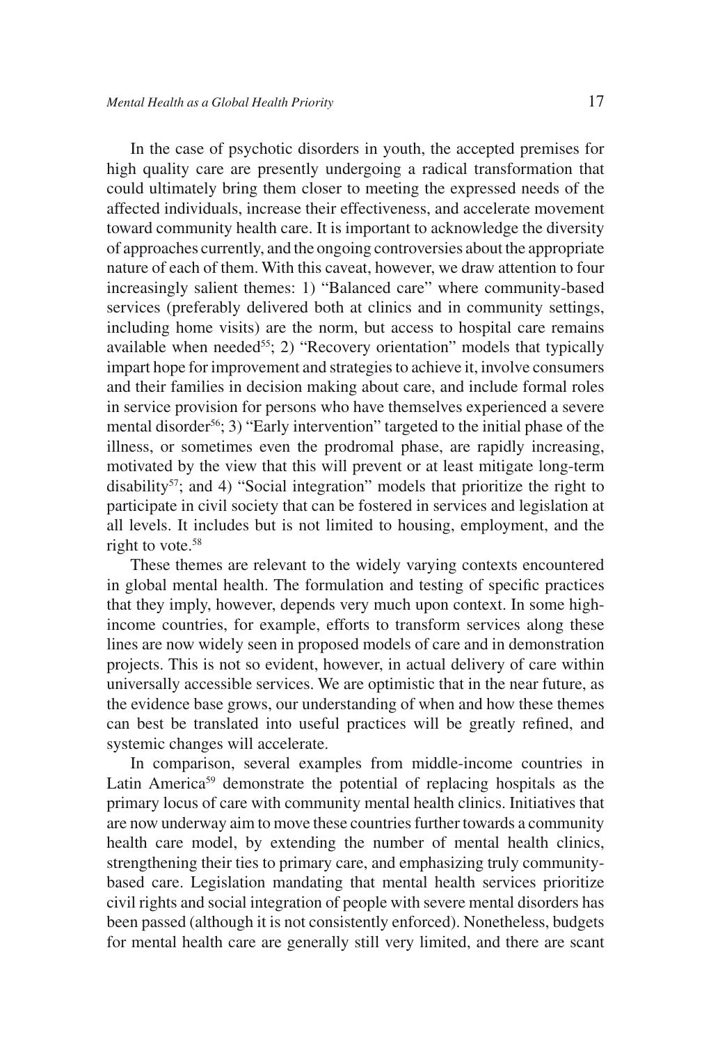In the case of psychotic disorders in youth, the accepted premises for high quality care are presently undergoing a radical transformation that could ultimately bring them closer to meeting the expressed needs of the affected individuals, increase their effectiveness, and accelerate movement toward community health care. It is important to acknowledge the diversity of approaches currently, and the ongoing controversies about the appropriate nature of each of them. With this caveat, however, we draw attention to four increasingly salient themes: 1) "Balanced care" where community-based services (preferably delivered both at clinics and in community settings, including home visits) are the norm, but access to hospital care remains available when needed[55]; 2) "Recovery orientation" models that typically impart hope for improvement and strategies to achieve it, involve consumers and their families in decision making about care, and include formal roles in service provision for persons who have themselves experienced a severe mental disorder[56]; 3) "Early intervention" targeted to the initial phase of the illness, or sometimes even the prodromal phase, are rapidly increasing, motivated by the view that this will prevent or at least mitigate long-term disability[57]; and 4) "Social integration" models that prioritize the right to participate in civil society that can be fostered in services and legislation at all levels. It includes but is not limited to housing, employment, and the right to vote.[58]

These themes are relevant to the widely varying contexts encountered in global mental health. The formulation and testing of specific practices that they imply, however, depends very much upon context. In some high-income countries, for example, efforts to transform services along these lines are now widely seen in proposed models of care and in demonstration projects. This is not so evident, however, in actual delivery of care within universally accessible services. We are optimistic that in the near future, as the evidence base grows, our understanding of when and how these themes can best be translated into useful practices will be greatly refined, and systemic changes will accelerate.

In comparison, several examples from middle-income countries in Latin America[59] demonstrate the potential of replacing hospitals as the primary locus of care with community mental health clinics. Initiatives that are now underway aim to move these countries further towards a community health care model, by extending the number of mental health clinics, strengthening their ties to primary care, and emphasizing truly community-based care. Legislation mandating that mental health services prioritize civil rights and social integration of people with severe mental disorders has been passed (although it is not consistently enforced). Nonetheless, budgets for mental health care are generally still very limited, and there are scant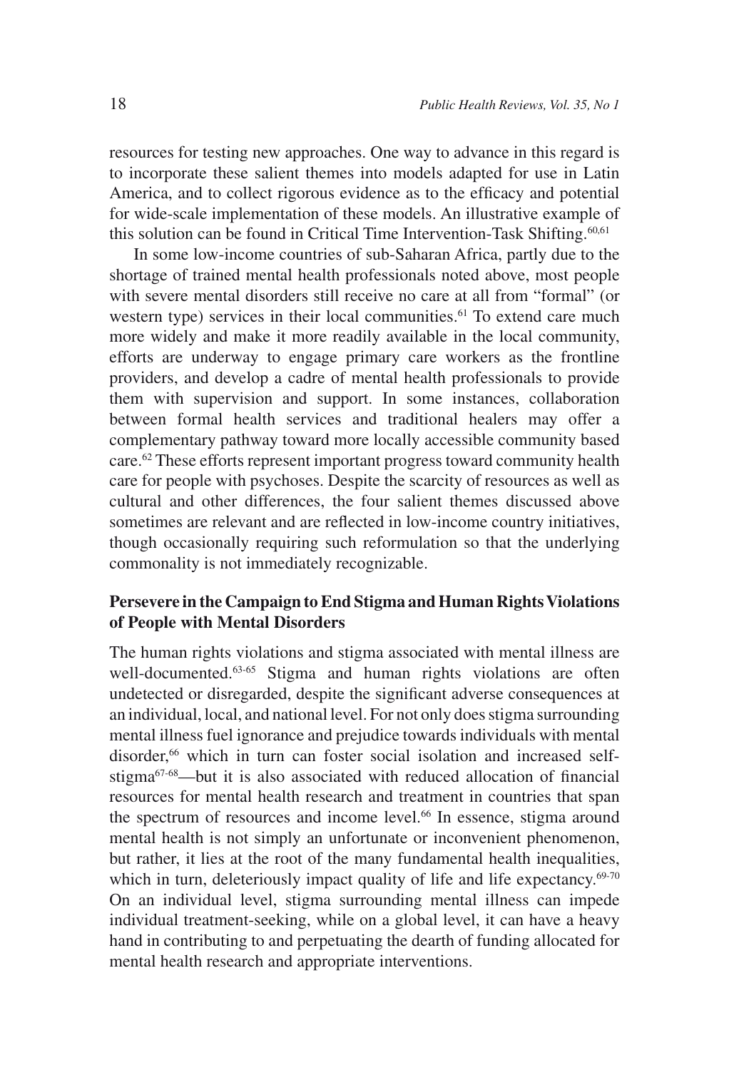resources for testing new approaches. One way to advance in this regard is to incorporate these salient themes into models adapted for use in Latin America, and to collect rigorous evidence as to the efficacy and potential for wide-scale implementation of these models. An illustrative example of this solution can be found in Critical Time Intervention-Task Shifting.[60,61]

In some low-income countries of sub-Saharan Africa, partly due to the shortage of trained mental health professionals noted above, most people with severe mental disorders still receive no care at all from "formal" (or western type) services in their local communities.[61] To extend care much more widely and make it more readily available in the local community, efforts are underway to engage primary care workers as the frontline providers, and develop a cadre of mental health professionals to provide them with supervision and support. In some instances, collaboration between formal health services and traditional healers may offer a complementary pathway toward more locally accessible community based care.[62] These efforts represent important progress toward community health care for people with psychoses. Despite the scarcity of resources as well as cultural and other differences, the four salient themes discussed above sometimes are relevant and are reflected in low-income country initiatives, though occasionally requiring such reformulation so that the underlying commonality is not immediately recognizable.

## Persevere in the Campaign to End Stigma and Human Rights Violations of People with Mental Disorders

The human rights violations and stigma associated with mental illness are well-documented.[63-65] Stigma and human rights violations are often undetected or disregarded, despite the significant adverse consequences at an individual, local, and national level. For not only does stigma surrounding mental illness fuel ignorance and prejudice towards individuals with mental disorder,[66] which in turn can foster social isolation and increased self-stigma[67-68]—but it is also associated with reduced allocation of financial resources for mental health research and treatment in countries that span the spectrum of resources and income level.[66] In essence, stigma around mental health is not simply an unfortunate or inconvenient phenomenon, but rather, it lies at the root of the many fundamental health inequalities, which in turn, deleteriously impact quality of life and life expectancy.[69-70] On an individual level, stigma surrounding mental illness can impede individual treatment-seeking, while on a global level, it can have a heavy hand in contributing to and perpetuating the dearth of funding allocated for mental health research and appropriate interventions.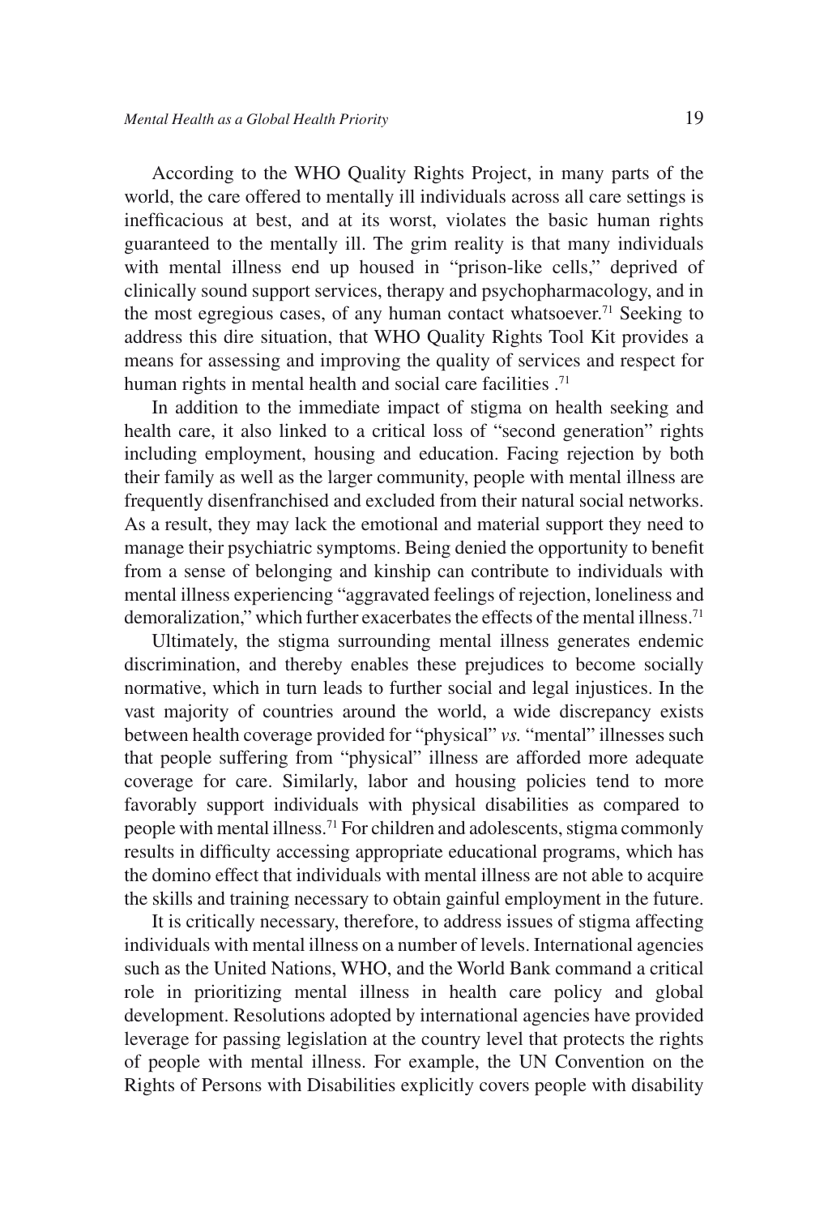According to the WHO Quality Rights Project, in many parts of the world, the care offered to mentally ill individuals across all care settings is inefficacious at best, and at its worst, violates the basic human rights guaranteed to the mentally ill. The grim reality is that many individuals with mental illness end up housed in "prison-like cells," deprived of clinically sound support services, therapy and psychopharmacology, and in the most egregious cases, of any human contact whatsoever.[71] Seeking to address this dire situation, that WHO Quality Rights Tool Kit provides a means for assessing and improving the quality of services and respect for human rights in mental health and social care facilities .[71]

In addition to the immediate impact of stigma on health seeking and health care, it also linked to a critical loss of "second generation" rights including employment, housing and education. Facing rejection by both their family as well as the larger community, people with mental illness are frequently disenfranchised and excluded from their natural social networks. As a result, they may lack the emotional and material support they need to manage their psychiatric symptoms. Being denied the opportunity to benefit from a sense of belonging and kinship can contribute to individuals with mental illness experiencing "aggravated feelings of rejection, loneliness and demoralization," which further exacerbates the effects of the mental illness.[71]

Ultimately, the stigma surrounding mental illness generates endemic discrimination, and thereby enables these prejudices to become socially normative, which in turn leads to further social and legal injustices. In the vast majority of countries around the world, a wide discrepancy exists between health coverage provided for "physical" *vs.* "mental" illnesses such that people suffering from "physical" illness are afforded more adequate coverage for care. Similarly, labor and housing policies tend to more favorably support individuals with physical disabilities as compared to people with mental illness.[71] For children and adolescents, stigma commonly results in difficulty accessing appropriate educational programs, which has the domino effect that individuals with mental illness are not able to acquire the skills and training necessary to obtain gainful employment in the future.

It is critically necessary, therefore, to address issues of stigma affecting individuals with mental illness on a number of levels. International agencies such as the United Nations, WHO, and the World Bank command a critical role in prioritizing mental illness in health care policy and global development. Resolutions adopted by international agencies have provided leverage for passing legislation at the country level that protects the rights of people with mental illness. For example, the UN Convention on the Rights of Persons with Disabilities explicitly covers people with disability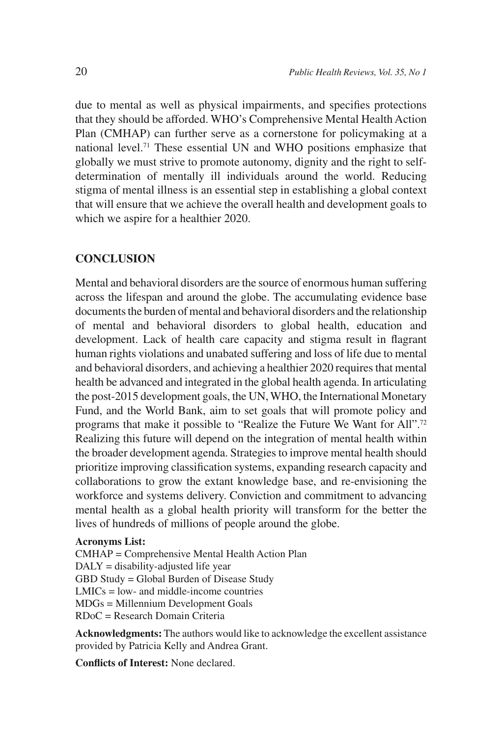due to mental as well as physical impairments, and specifies protections that they should be afforded. WHO's Comprehensive Mental Health Action Plan (CMHAP) can further serve as a cornerstone for policymaking at a national level.[71] These essential UN and WHO positions emphasize that globally we must strive to promote autonomy, dignity and the right to self-determination of mentally ill individuals around the world. Reducing stigma of mental illness is an essential step in establishing a global context that will ensure that we achieve the overall health and development goals to which we aspire for a healthier 2020.

## CONCLUSION

Mental and behavioral disorders are the source of enormous human suffering across the lifespan and around the globe. The accumulating evidence base documents the burden of mental and behavioral disorders and the relationship of mental and behavioral disorders to global health, education and development. Lack of health care capacity and stigma result in flagrant human rights violations and unabated suffering and loss of life due to mental and behavioral disorders, and achieving a healthier 2020 requires that mental health be advanced and integrated in the global health agenda. In articulating the post-2015 development goals, the UN, WHO, the International Monetary Fund, and the World Bank, aim to set goals that will promote policy and programs that make it possible to "Realize the Future We Want for All".[72] Realizing this future will depend on the integration of mental health within the broader development agenda. Strategies to improve mental health should prioritize improving classification systems, expanding research capacity and collaborations to grow the extant knowledge base, and re-envisioning the workforce and systems delivery. Conviction and commitment to advancing mental health as a global health priority will transform for the better the lives of hundreds of millions of people around the globe.

**Acronyms List:**

CMHAP = Comprehensive Mental Health Action Plan
DALY = disability-adjusted life year
GBD Study = Global Burden of Disease Study
LMICs = low- and middle-income countries
MDGs = Millennium Development Goals
RDoC = Research Domain Criteria

**Acknowledgments:** The authors would like to acknowledge the excellent assistance provided by Patricia Kelly and Andrea Grant.

**Conflicts of Interest:** None declared.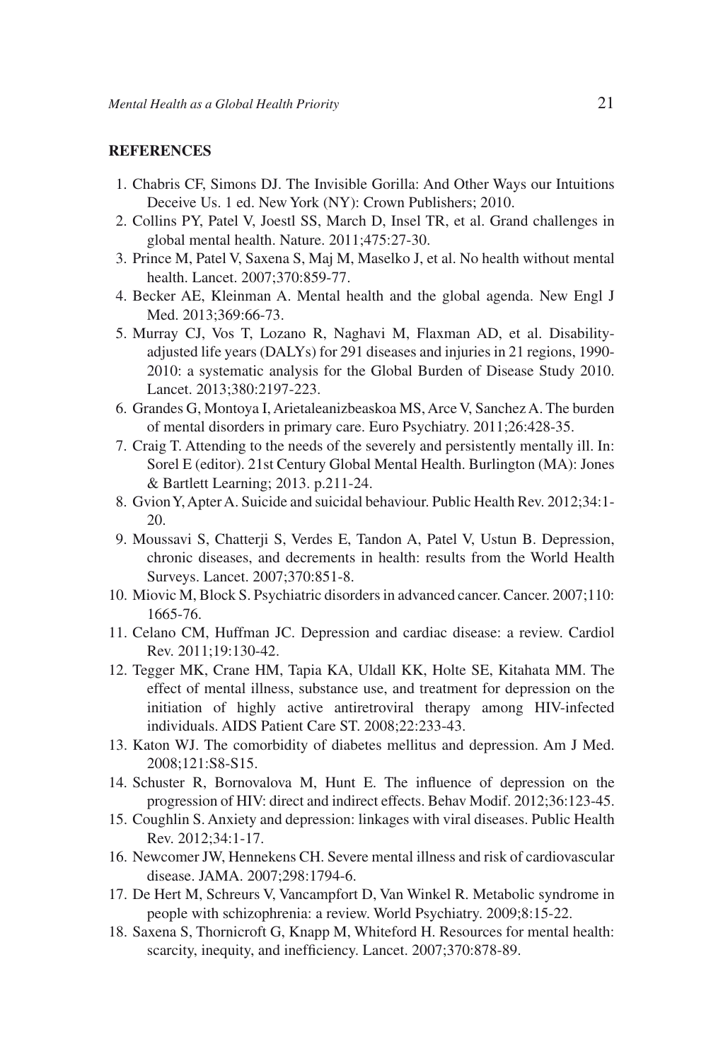## REFERENCES

1. Chabris CF, Simons DJ. The Invisible Gorilla: And Other Ways our Intuitions Deceive Us. 1 ed. New York (NY): Crown Publishers; 2010.
2. Collins PY, Patel V, Joestl SS, March D, Insel TR, et al. Grand challenges in global mental health. Nature. 2011;475:27-30.
3. Prince M, Patel V, Saxena S, Maj M, Maselko J, et al. No health without mental health. Lancet. 2007;370:859-77.
4. Becker AE, Kleinman A. Mental health and the global agenda. New Engl J Med. 2013;369:66-73.
5. Murray CJ, Vos T, Lozano R, Naghavi M, Flaxman AD, et al. Disability-adjusted life years (DALYs) for 291 diseases and injuries in 21 regions, 1990-2010: a systematic analysis for the Global Burden of Disease Study 2010. Lancet. 2013;380:2197-223.
6. Grandes G, Montoya I, Arietaleanizbeaskoa MS, Arce V, Sanchez A. The burden of mental disorders in primary care. Euro Psychiatry. 2011;26:428-35.
7. Craig T. Attending to the needs of the severely and persistently mentally ill. In: Sorel E (editor). 21st Century Global Mental Health. Burlington (MA): Jones & Bartlett Learning; 2013. p.211-24.
8. Gvion Y, Apter A. Suicide and suicidal behaviour. Public Health Rev. 2012;34:1-20.
9. Moussavi S, Chatterji S, Verdes E, Tandon A, Patel V, Ustun B. Depression, chronic diseases, and decrements in health: results from the World Health Surveys. Lancet. 2007;370:851-8.
10. Miovic M, Block S. Psychiatric disorders in advanced cancer. Cancer. 2007;110: 1665-76.
11. Celano CM, Huffman JC. Depression and cardiac disease: a review. Cardiol Rev. 2011;19:130-42.
12. Tegger MK, Crane HM, Tapia KA, Uldall KK, Holte SE, Kitahata MM. The effect of mental illness, substance use, and treatment for depression on the initiation of highly active antiretroviral therapy among HIV-infected individuals. AIDS Patient Care ST. 2008;22:233-43.
13. Katon WJ. The comorbidity of diabetes mellitus and depression. Am J Med. 2008;121:S8-S15.
14. Schuster R, Bornovalova M, Hunt E. The influence of depression on the progression of HIV: direct and indirect effects. Behav Modif. 2012;36:123-45.
15. Coughlin S. Anxiety and depression: linkages with viral diseases. Public Health Rev. 2012;34:1-17.
16. Newcomer JW, Hennekens CH. Severe mental illness and risk of cardiovascular disease. JAMA. 2007;298:1794-6.
17. De Hert M, Schreurs V, Vancampfort D, Van Winkel R. Metabolic syndrome in people with schizophrenia: a review. World Psychiatry. 2009;8:15-22.
18. Saxena S, Thornicroft G, Knapp M, Whiteford H. Resources for mental health: scarcity, inequity, and inefficiency. Lancet. 2007;370:878-89.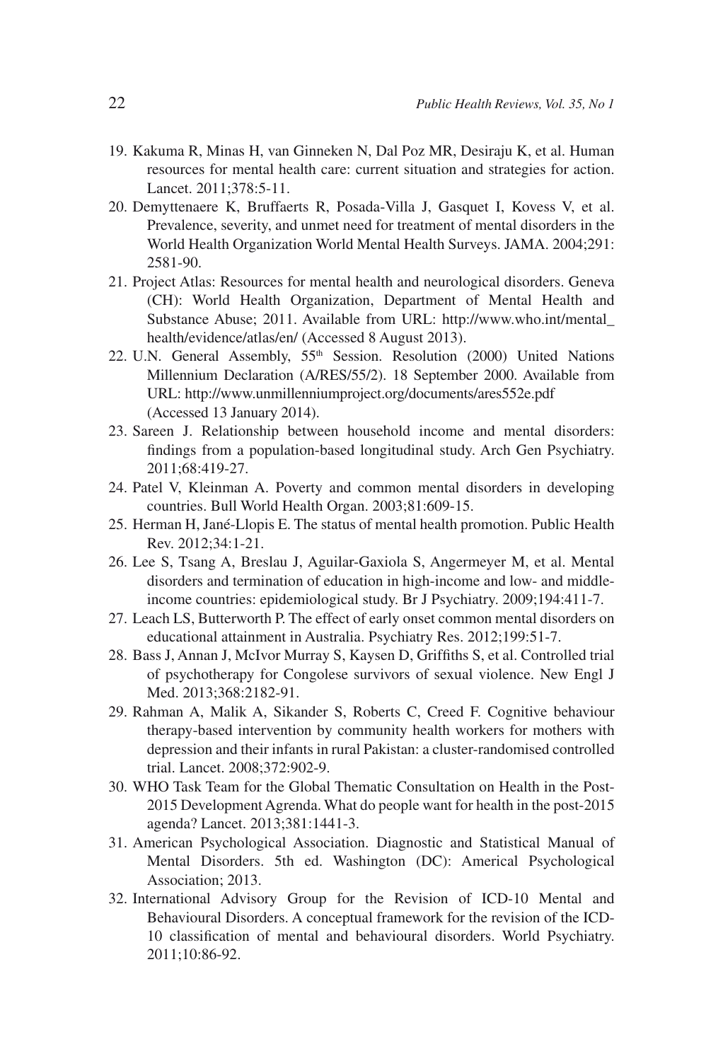19. Kakuma R, Minas H, van Ginneken N, Dal Poz MR, Desiraju K, et al. Human resources for mental health care: current situation and strategies for action. Lancet. 2011;378:5-11.
20. Demyttenaere K, Bruffaerts R, Posada-Villa J, Gasquet I, Kovess V, et al. Prevalence, severity, and unmet need for treatment of mental disorders in the World Health Organization World Mental Health Surveys. JAMA. 2004;291: 2581-90.
21. Project Atlas: Resources for mental health and neurological disorders. Geneva (CH): World Health Organization, Department of Mental Health and Substance Abuse; 2011. Available from URL: http://www.who.int/mental_health/evidence/atlas/en/ (Accessed 8 August 2013).
22. U.N. General Assembly, 55th Session. Resolution (2000) United Nations Millennium Declaration (A/RES/55/2). 18 September 2000. Available from URL: http://www.unmillenniumproject.org/documents/ares552e.pdf (Accessed 13 January 2014).
23. Sareen J. Relationship between household income and mental disorders: findings from a population-based longitudinal study. Arch Gen Psychiatry. 2011;68:419-27.
24. Patel V, Kleinman A. Poverty and common mental disorders in developing countries. Bull World Health Organ. 2003;81:609-15.
25. Herman H, Jané-Llopis E. The status of mental health promotion. Public Health Rev. 2012;34:1-21.
26. Lee S, Tsang A, Breslau J, Aguilar-Gaxiola S, Angermeyer M, et al. Mental disorders and termination of education in high-income and low- and middle-income countries: epidemiological study. Br J Psychiatry. 2009;194:411-7.
27. Leach LS, Butterworth P. The effect of early onset common mental disorders on educational attainment in Australia. Psychiatry Res. 2012;199:51-7.
28. Bass J, Annan J, McIvor Murray S, Kaysen D, Griffiths S, et al. Controlled trial of psychotherapy for Congolese survivors of sexual violence. New Engl J Med. 2013;368:2182-91.
29. Rahman A, Malik A, Sikander S, Roberts C, Creed F. Cognitive behaviour therapy-based intervention by community health workers for mothers with depression and their infants in rural Pakistan: a cluster-randomised controlled trial. Lancet. 2008;372:902-9.
30. WHO Task Team for the Global Thematic Consultation on Health in the Post-2015 Development Agrenda. What do people want for health in the post-2015 agenda? Lancet. 2013;381:1441-3.
31. American Psychological Association. Diagnostic and Statistical Manual of Mental Disorders. 5th ed. Washington (DC): Americal Psychological Association; 2013.
32. International Advisory Group for the Revision of ICD-10 Mental and Behavioural Disorders. A conceptual framework for the revision of the ICD-10 classification of mental and behavioural disorders. World Psychiatry. 2011;10:86-92.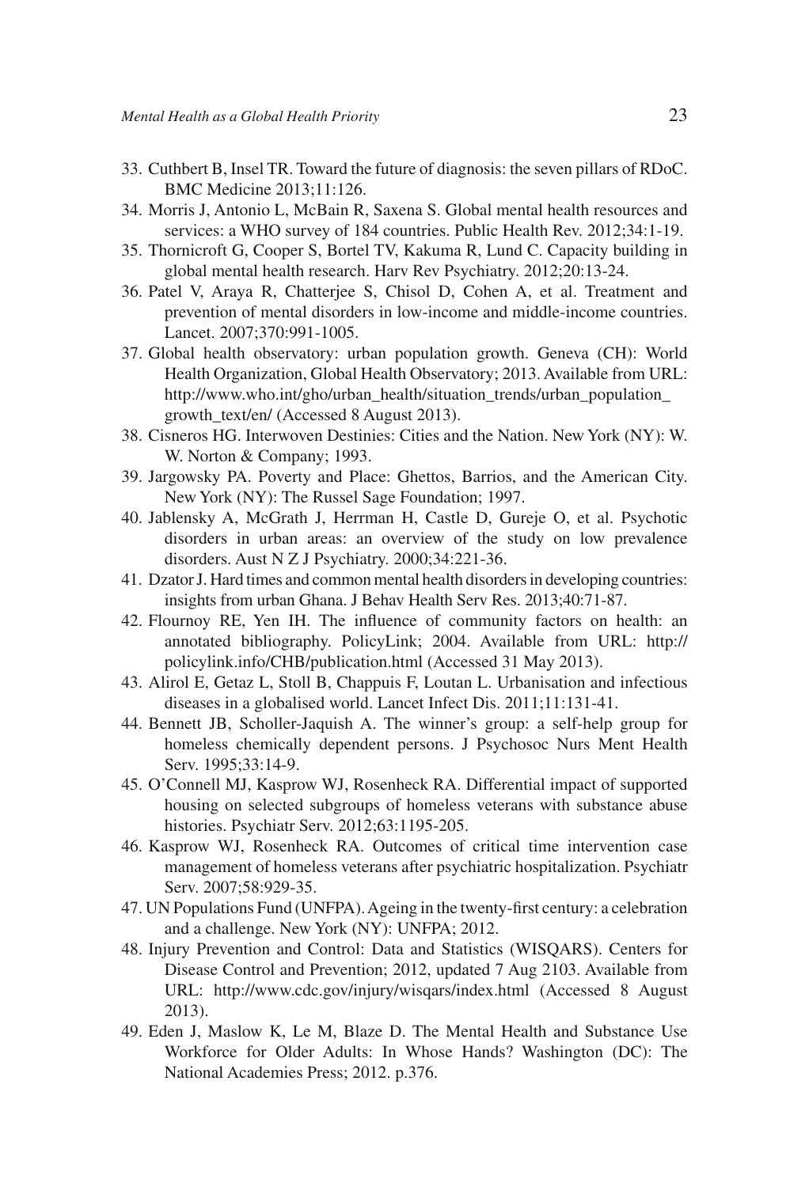33. Cuthbert B, Insel TR. Toward the future of diagnosis: the seven pillars of RDoC. BMC Medicine 2013;11:126.
34. Morris J, Antonio L, McBain R, Saxena S. Global mental health resources and services: a WHO survey of 184 countries. Public Health Rev. 2012;34:1-19.
35. Thornicroft G, Cooper S, Bortel TV, Kakuma R, Lund C. Capacity building in global mental health research. Harv Rev Psychiatry. 2012;20:13-24.
36. Patel V, Araya R, Chatterjee S, Chisol D, Cohen A, et al. Treatment and prevention of mental disorders in low-income and middle-income countries. Lancet. 2007;370:991-1005.
37. Global health observatory: urban population growth. Geneva (CH): World Health Organization, Global Health Observatory; 2013. Available from URL: http://www.who.int/gho/urban_health/situation_trends/urban_population_growth_text/en/ (Accessed 8 August 2013).
38. Cisneros HG. Interwoven Destinies: Cities and the Nation. New York (NY): W. W. Norton & Company; 1993.
39. Jargowsky PA. Poverty and Place: Ghettos, Barrios, and the American City. New York (NY): The Russel Sage Foundation; 1997.
40. Jablensky A, McGrath J, Herrman H, Castle D, Gureje O, et al. Psychotic disorders in urban areas: an overview of the study on low prevalence disorders. Aust N Z J Psychiatry. 2000;34:221-36.
41. Dzator J. Hard times and common mental health disorders in developing countries: insights from urban Ghana. J Behav Health Serv Res. 2013;40:71-87.
42. Flournoy RE, Yen IH. The influence of community factors on health: an annotated bibliography. PolicyLink; 2004. Available from URL: http://policylink.info/CHB/publication.html (Accessed 31 May 2013).
43. Alirol E, Getaz L, Stoll B, Chappuis F, Loutan L. Urbanisation and infectious diseases in a globalised world. Lancet Infect Dis. 2011;11:131-41.
44. Bennett JB, Scholler-Jaquish A. The winner's group: a self-help group for homeless chemically dependent persons. J Psychosoc Nurs Ment Health Serv. 1995;33:14-9.
45. O'Connell MJ, Kasprow WJ, Rosenheck RA. Differential impact of supported housing on selected subgroups of homeless veterans with substance abuse histories. Psychiatr Serv. 2012;63:1195-205.
46. Kasprow WJ, Rosenheck RA. Outcomes of critical time intervention case management of homeless veterans after psychiatric hospitalization. Psychiatr Serv. 2007;58:929-35.
47. UN Populations Fund (UNFPA). Ageing in the twenty-first century: a celebration and a challenge. New York (NY): UNFPA; 2012.
48. Injury Prevention and Control: Data and Statistics (WISQARS). Centers for Disease Control and Prevention; 2012, updated 7 Aug 2103. Available from URL: http://www.cdc.gov/injury/wisqars/index.html (Accessed 8 August 2013).
49. Eden J, Maslow K, Le M, Blaze D. The Mental Health and Substance Use Workforce for Older Adults: In Whose Hands? Washington (DC): The National Academies Press; 2012. p.376.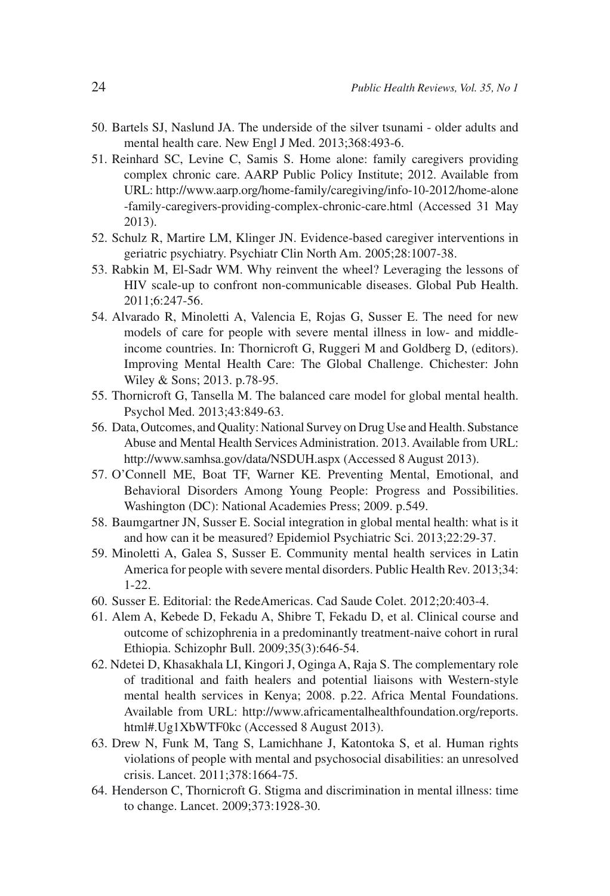50. Bartels SJ, Naslund JA. The underside of the silver tsunami - older adults and mental health care. New Engl J Med. 2013;368:493-6.
51. Reinhard SC, Levine C, Samis S. Home alone: family caregivers providing complex chronic care. AARP Public Policy Institute; 2012. Available from URL: http://www.aarp.org/home-family/caregiving/info-10-2012/home-alone-family-caregivers-providing-complex-chronic-care.html (Accessed 31 May 2013).
52. Schulz R, Martire LM, Klinger JN. Evidence-based caregiver interventions in geriatric psychiatry. Psychiatr Clin North Am. 2005;28:1007-38.
53. Rabkin M, El-Sadr WM. Why reinvent the wheel? Leveraging the lessons of HIV scale-up to confront non-communicable diseases. Global Pub Health. 2011;6:247-56.
54. Alvarado R, Minoletti A, Valencia E, Rojas G, Susser E. The need for new models of care for people with severe mental illness in low- and middle-income countries. In: Thornicroft G, Ruggeri M and Goldberg D, (editors). Improving Mental Health Care: The Global Challenge. Chichester: John Wiley & Sons; 2013. p.78-95.
55. Thornicroft G, Tansella M. The balanced care model for global mental health. Psychol Med. 2013;43:849-63.
56. Data, Outcomes, and Quality: National Survey on Drug Use and Health. Substance Abuse and Mental Health Services Administration. 2013. Available from URL: http://www.samhsa.gov/data/NSDUH.aspx (Accessed 8 August 2013).
57. O'Connell ME, Boat TF, Warner KE. Preventing Mental, Emotional, and Behavioral Disorders Among Young People: Progress and Possibilities. Washington (DC): National Academies Press; 2009. p.549.
58. Baumgartner JN, Susser E. Social integration in global mental health: what is it and how can it be measured? Epidemiol Psychiatric Sci. 2013;22:29-37.
59. Minoletti A, Galea S, Susser E. Community mental health services in Latin America for people with severe mental disorders. Public Health Rev. 2013;34: 1-22.
60. Susser E. Editorial: the RedeAmericas. Cad Saude Colet. 2012;20:403-4.
61. Alem A, Kebede D, Fekadu A, Shibre T, Fekadu D, et al. Clinical course and outcome of schizophrenia in a predominantly treatment-naive cohort in rural Ethiopia. Schizophr Bull. 2009;35(3):646-54.
62. Ndetei D, Khasakhala LI, Kingori J, Oginga A, Raja S. The complementary role of traditional and faith healers and potential liaisons with Western-style mental health services in Kenya; 2008. p.22. Africa Mental Foundations. Available from URL: http://www.africamentalhealthfoundation.org/reports.html#.Ug1XbWTF0kc (Accessed 8 August 2013).
63. Drew N, Funk M, Tang S, Lamichhane J, Katontoka S, et al. Human rights violations of people with mental and psychosocial disabilities: an unresolved crisis. Lancet. 2011;378:1664-75.
64. Henderson C, Thornicroft G. Stigma and discrimination in mental illness: time to change. Lancet. 2009;373:1928-30.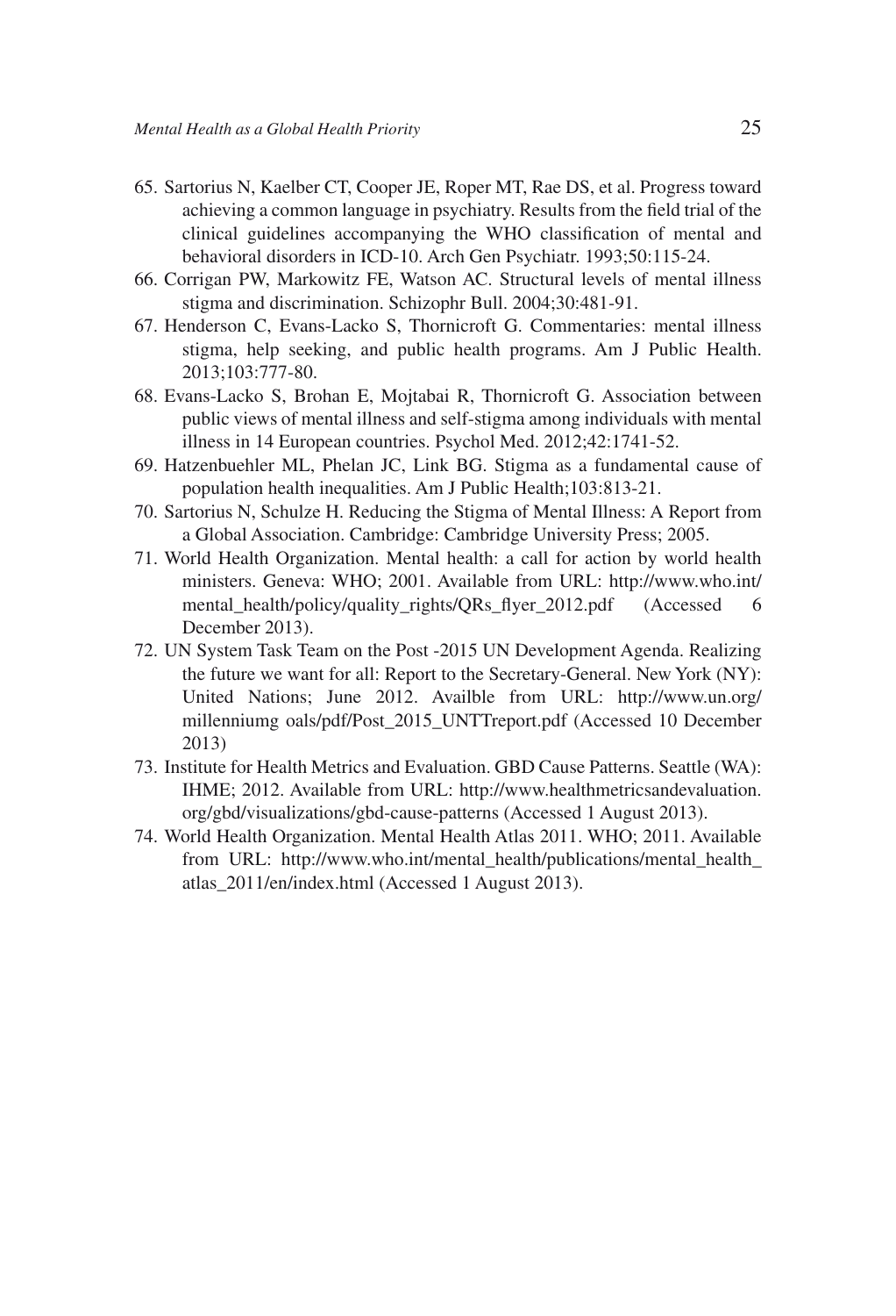65. Sartorius N, Kaelber CT, Cooper JE, Roper MT, Rae DS, et al. Progress toward achieving a common language in psychiatry. Results from the field trial of the clinical guidelines accompanying the WHO classification of mental and behavioral disorders in ICD-10. Arch Gen Psychiatr. 1993;50:115-24.
66. Corrigan PW, Markowitz FE, Watson AC. Structural levels of mental illness stigma and discrimination. Schizophr Bull. 2004;30:481-91.
67. Henderson C, Evans-Lacko S, Thornicroft G. Commentaries: mental illness stigma, help seeking, and public health programs. Am J Public Health. 2013;103:777-80.
68. Evans-Lacko S, Brohan E, Mojtabai R, Thornicroft G. Association between public views of mental illness and self-stigma among individuals with mental illness in 14 European countries. Psychol Med. 2012;42:1741-52.
69. Hatzenbuehler ML, Phelan JC, Link BG. Stigma as a fundamental cause of population health inequalities. Am J Public Health;103:813-21.
70. Sartorius N, Schulze H. Reducing the Stigma of Mental Illness: A Report from a Global Association. Cambridge: Cambridge University Press; 2005.
71. World Health Organization. Mental health: a call for action by world health ministers. Geneva: WHO; 2001. Available from URL: http://www.who.int/mental_health/policy/quality_rights/QRs_flyer_2012.pdf (Accessed 6 December 2013).
72. UN System Task Team on the Post -2015 UN Development Agenda. Realizing the future we want for all: Report to the Secretary-General. New York (NY): United Nations; June 2012. Availble from URL: http://www.un.org/millenniumg oals/pdf/Post_2015_UNTTreport.pdf (Accessed 10 December 2013)
73. Institute for Health Metrics and Evaluation. GBD Cause Patterns. Seattle (WA): IHME; 2012. Available from URL: http://www.healthmetricsandevaluation.org/gbd/visualizations/gbd-cause-patterns (Accessed 1 August 2013).
74. World Health Organization. Mental Health Atlas 2011. WHO; 2011. Available from URL: http://www.who.int/mental_health/publications/mental_health_atlas_2011/en/index.html (Accessed 1 August 2013).